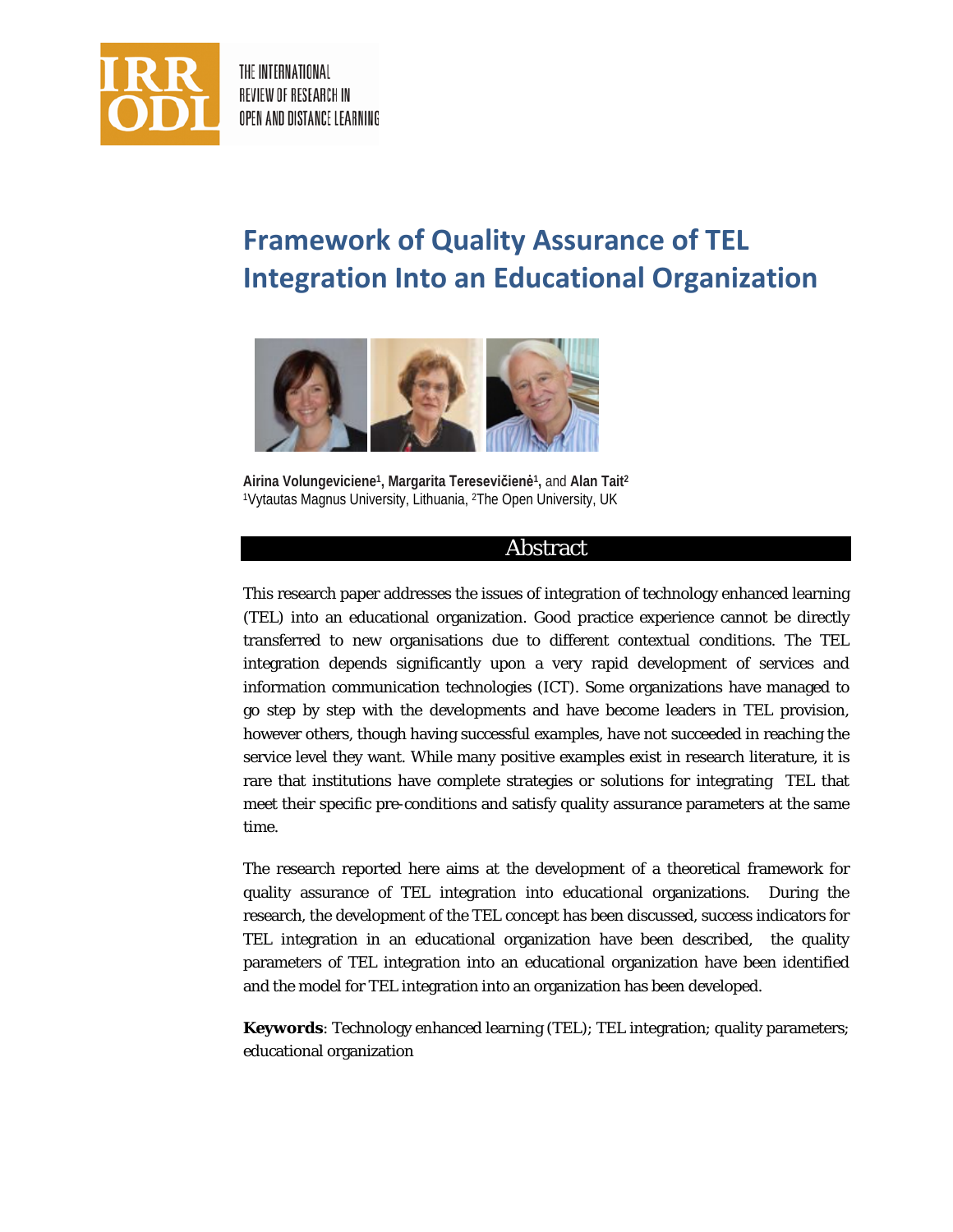# Framework of Quality Assurance of TEL Integration Into an Educational Organization

**Airina Volungeviciene**[1], **Margarita Teresevičienė**[1], and **Alan Tait**[2]
[1]Vytautas Magnus University, Lithuania, [2]The Open University, UK

## Abstract

This research paper addresses the issues of integration of technology enhanced learning (TEL) into an educational organization. Good practice experience cannot be directly transferred to new organisations due to different contextual conditions. The TEL integration depends significantly upon a very rapid development of services and information communication technologies (ICT). Some organizations have managed to go step by step with the developments and have become leaders in TEL provision, however others, though having successful examples, have not succeeded in reaching the service level they want. While many positive examples exist in research literature, it is rare that institutions have complete strategies or solutions for integrating TEL that meet their specific pre-conditions and satisfy quality assurance parameters at the same time.

The research reported here aims at the development of a theoretical framework for quality assurance of TEL integration into educational organizations. During the research, the development of the TEL concept has been discussed, success indicators for TEL integration in an educational organization have been described, the quality parameters of TEL integration into an educational organization have been identified and the model for TEL integration into an organization has been developed.

**Keywords**: Technology enhanced learning (TEL); TEL integration; quality parameters; educational organization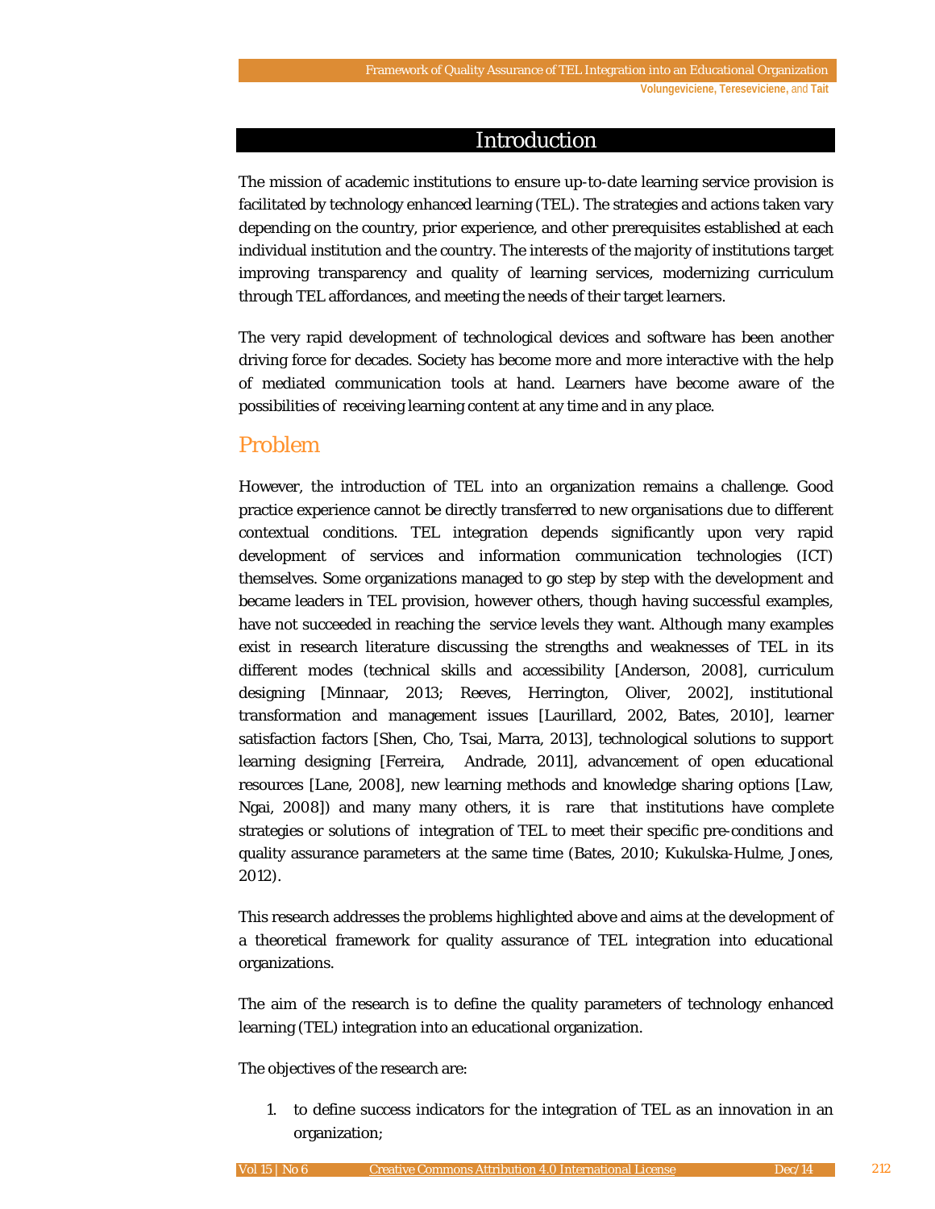# Introduction

The mission of academic institutions to ensure up-to-date learning service provision is facilitated by technology enhanced learning (TEL). The strategies and actions taken vary depending on the country, prior experience, and other prerequisites established at each individual institution and the country. The interests of the majority of institutions target improving transparency and quality of learning services, modernizing curriculum through TEL affordances, and meeting the needs of their target learners.

The very rapid development of technological devices and software has been another driving force for decades. Society has become more and more interactive with the help of mediated communication tools at hand. Learners have become aware of the possibilities of receiving learning content at any time and in any place.

## Problem

However, the introduction of TEL into an organization remains a challenge. Good practice experience cannot be directly transferred to new organisations due to different contextual conditions. TEL integration depends significantly upon very rapid development of services and information communication technologies (ICT) themselves. Some organizations managed to go step by step with the development and became leaders in TEL provision, however others, though having successful examples, have not succeeded in reaching the service levels they want. Although many examples exist in research literature discussing the strengths and weaknesses of TEL in its different modes (technical skills and accessibility [Anderson, 2008], curriculum designing [Minnaar, 2013; Reeves, Herrington, Oliver, 2002], institutional transformation and management issues [Laurillard, 2002, Bates, 2010], learner satisfaction factors [Shen, Cho, Tsai, Marra, 2013], technological solutions to support learning designing [Ferreira, Andrade, 2011], advancement of open educational resources [Lane, 2008], new learning methods and knowledge sharing options [Law, Ngai, 2008]) and many many others, it is rare that institutions have complete strategies or solutions of integration of TEL to meet their specific pre-conditions and quality assurance parameters at the same time (Bates, 2010; Kukulska-Hulme, Jones, 2012).

This research addresses the problems highlighted above and aims at the development of a theoretical framework for quality assurance of TEL integration into educational organizations.

The aim of the research is to define the quality parameters of technology enhanced learning (TEL) integration into an educational organization.

The objectives of the research are:

1. to define success indicators for the integration of TEL as an innovation in an organization;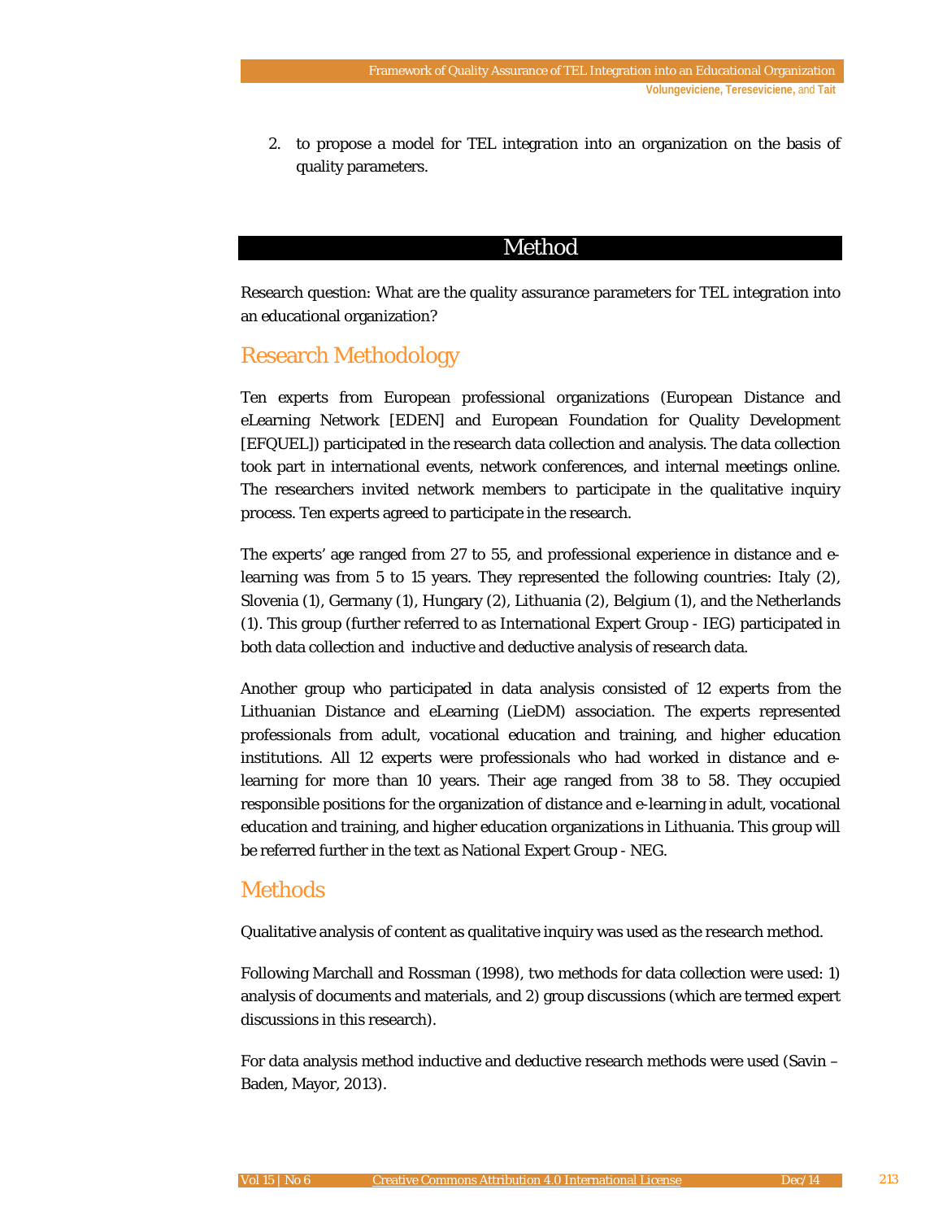2. to propose a model for TEL integration into an organization on the basis of quality parameters.

# Method

Research question: What are the quality assurance parameters for TEL integration into an educational organization?

## Research Methodology

Ten experts from European professional organizations (European Distance and eLearning Network [EDEN] and European Foundation for Quality Development [EFQUEL]) participated in the research data collection and analysis. The data collection took part in international events, network conferences, and internal meetings online. The researchers invited network members to participate in the qualitative inquiry process. Ten experts agreed to participate in the research.

The experts' age ranged from 27 to 55, and professional experience in distance and e-learning was from 5 to 15 years. They represented the following countries: Italy (2), Slovenia (1), Germany (1), Hungary (2), Lithuania (2), Belgium (1), and the Netherlands (1). This group (further referred to as International Expert Group - IEG) participated in both data collection and inductive and deductive analysis of research data.

Another group who participated in data analysis consisted of 12 experts from the Lithuanian Distance and eLearning (LieDM) association. The experts represented professionals from adult, vocational education and training, and higher education institutions. All 12 experts were professionals who had worked in distance and e-learning for more than 10 years. Their age ranged from 38 to 58. They occupied responsible positions for the organization of distance and e-learning in adult, vocational education and training, and higher education organizations in Lithuania. This group will be referred further in the text as National Expert Group - NEG.

## Methods

Qualitative analysis of content as qualitative inquiry was used as the research method.

Following Marchall and Rossman (1998), two methods for data collection were used: 1) analysis of documents and materials, and 2) group discussions (which are termed expert discussions in this research).

For data analysis method inductive and deductive research methods were used (Savin – Baden, Mayor, 2013).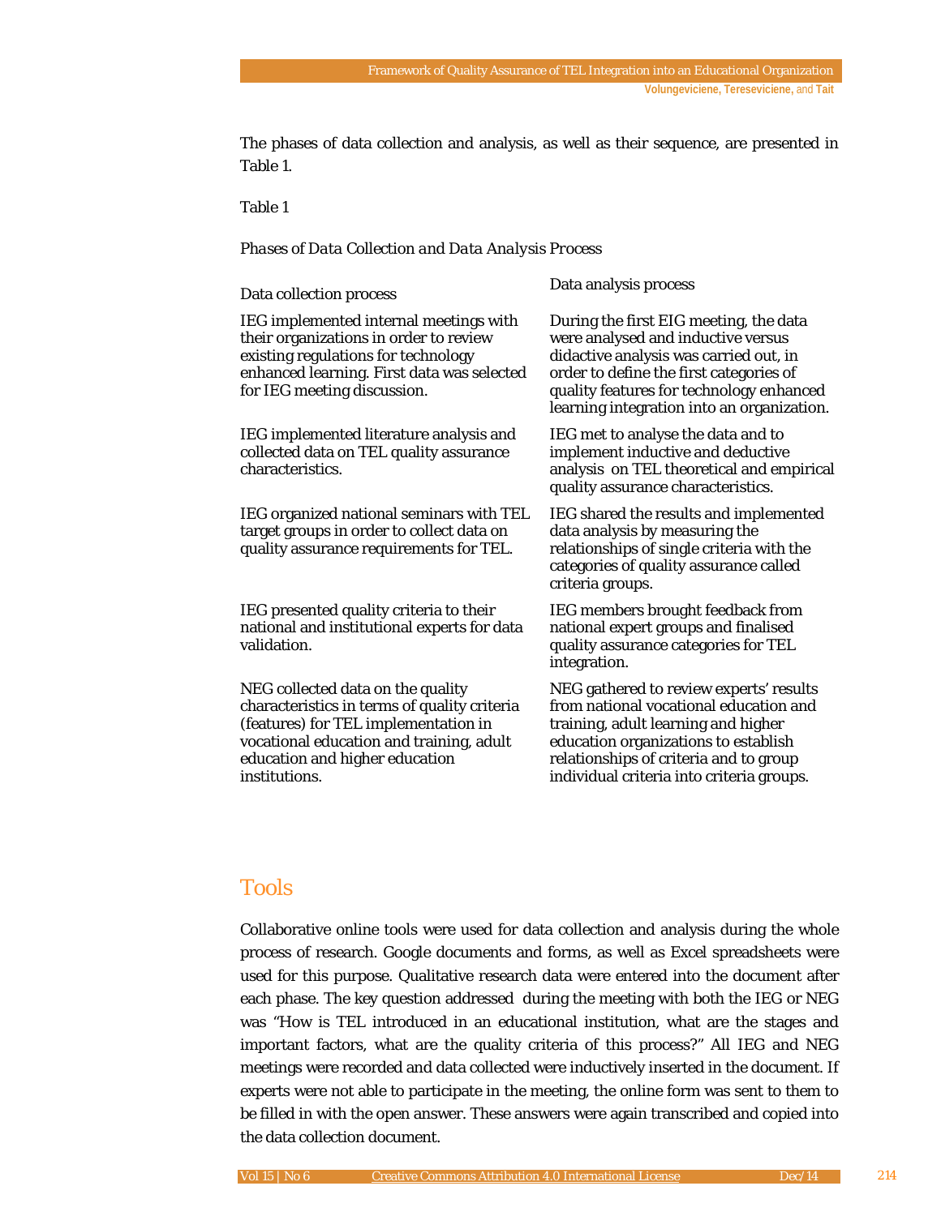The phases of data collection and analysis, as well as their sequence, are presented in Table 1.

Table 1

*Phases of Data Collection and Data Analysis Process*

| Data collection process | Data analysis process |
|---|---|
| IEG implemented internal meetings with their organizations in order to review existing regulations for technology enhanced learning. First data was selected for IEG meeting discussion. | During the first EIG meeting, the data were analysed and inductive versus didactive analysis was carried out, in order to define the first categories of quality features for technology enhanced learning integration into an organization. |
| IEG implemented literature analysis and collected data on TEL quality assurance characteristics. | IEG met to analyse the data and to implement inductive and deductive analysis on TEL theoretical and empirical quality assurance characteristics. |
| IEG organized national seminars with TEL target groups in order to collect data on quality assurance requirements for TEL. | IEG shared the results and implemented data analysis by measuring the relationships of single criteria with the categories of quality assurance called criteria groups. |
| IEG presented quality criteria to their national and institutional experts for data validation. | IEG members brought feedback from national expert groups and finalised quality assurance categories for TEL integration. |
| NEG collected data on the quality characteristics in terms of quality criteria (features) for TEL implementation in vocational education and training, adult education and higher education institutions. | NEG gathered to review experts' results from national vocational education and training, adult learning and higher education organizations to establish relationships of criteria and to group individual criteria into criteria groups. |

## Tools

Collaborative online tools were used for data collection and analysis during the whole process of research. Google documents and forms, as well as Excel spreadsheets were used for this purpose. Qualitative research data were entered into the document after each phase. The key question addressed during the meeting with both the IEG or NEG was "How is TEL introduced in an educational institution, what are the stages and important factors, what are the quality criteria of this process?" All IEG and NEG meetings were recorded and data collected were inductively inserted in the document. If experts were not able to participate in the meeting, the online form was sent to them to be filled in with the open answer. These answers were again transcribed and copied into the data collection document.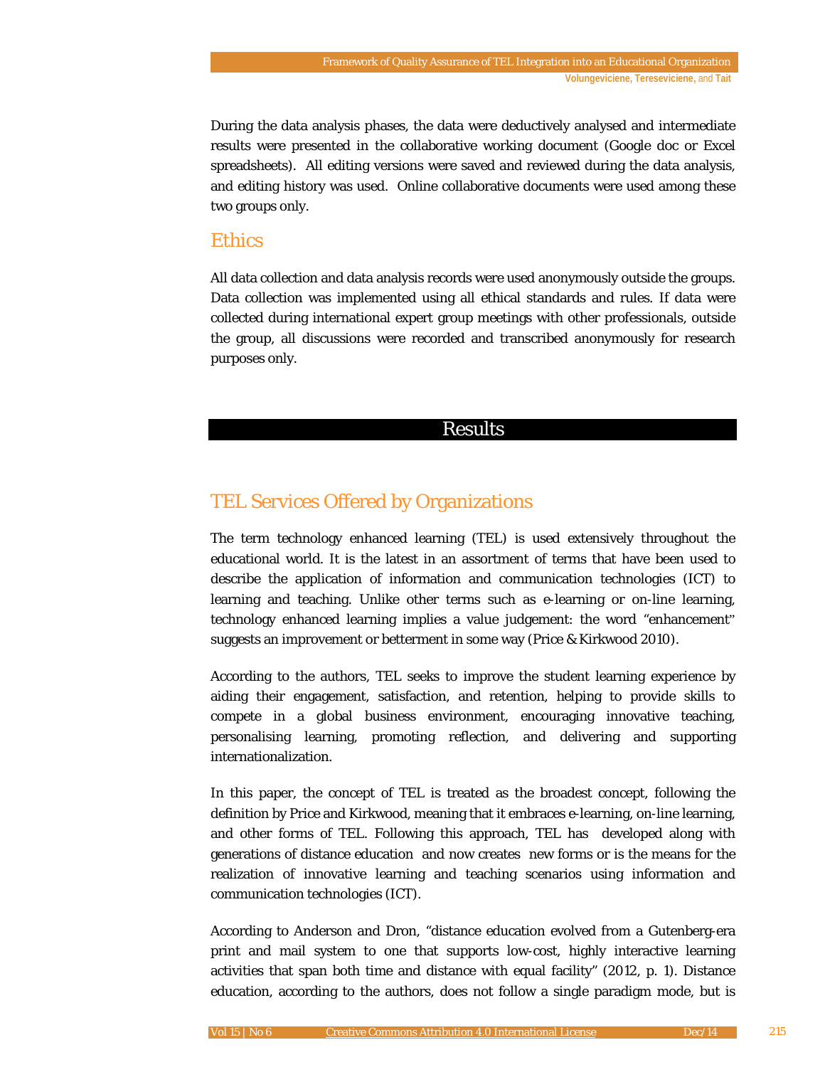During the data analysis phases, the data were deductively analysed and intermediate results were presented in the collaborative working document (Google doc or Excel spreadsheets). All editing versions were saved and reviewed during the data analysis, and editing history was used. Online collaborative documents were used among these two groups only.

## Ethics

All data collection and data analysis records were used anonymously outside the groups. Data collection was implemented using all ethical standards and rules. If data were collected during international expert group meetings with other professionals, outside the group, all discussions were recorded and transcribed anonymously for research purposes only.

# Results

## TEL Services Offered by Organizations

The term technology enhanced learning (TEL) is used extensively throughout the educational world. It is the latest in an assortment of terms that have been used to describe the application of information and communication technologies (ICT) to learning and teaching. Unlike other terms such as e-learning or on-line learning, technology enhanced learning implies a value judgement: the word "enhancement" suggests an improvement or betterment in some way (Price & Kirkwood 2010).

According to the authors, TEL seeks to improve the student learning experience by aiding their engagement, satisfaction, and retention, helping to provide skills to compete in a global business environment, encouraging innovative teaching, personalising learning, promoting reflection, and delivering and supporting internationalization.

In this paper, the concept of TEL is treated as the broadest concept, following the definition by Price and Kirkwood, meaning that it embraces e-learning, on-line learning, and other forms of TEL. Following this approach, TEL has developed along with generations of distance education and now creates new forms or is the means for the realization of innovative learning and teaching scenarios using information and communication technologies (ICT).

According to Anderson and Dron, "distance education evolved from a Gutenberg-era print and mail system to one that supports low-cost, highly interactive learning activities that span both time and distance with equal facility" (2012, p. 1). Distance education, according to the authors, does not follow a single paradigm mode, but is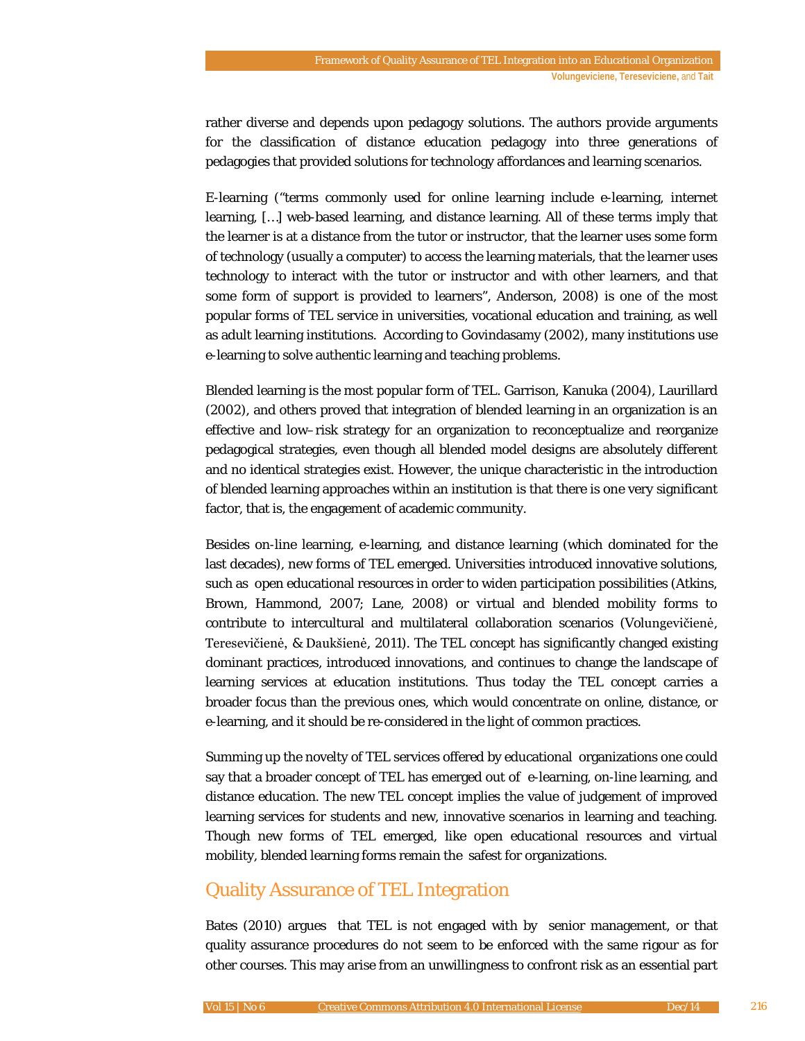rather diverse and depends upon pedagogy solutions. The authors provide arguments for the classification of distance education pedagogy into three generations of pedagogies that provided solutions for technology affordances and learning scenarios.

E-learning ("terms commonly used for online learning include e-learning, internet learning, […] web-based learning, and distance learning. All of these terms imply that the learner is at a distance from the tutor or instructor, that the learner uses some form of technology (usually a computer) to access the learning materials, that the learner uses technology to interact with the tutor or instructor and with other learners, and that some form of support is provided to learners", Anderson, 2008) is one of the most popular forms of TEL service in universities, vocational education and training, as well as adult learning institutions. According to Govindasamy (2002), many institutions use e-learning to solve authentic learning and teaching problems.

Blended learning is the most popular form of TEL. Garrison, Kanuka (2004), Laurillard (2002), and others proved that integration of blended learning in an organization is an effective and low–risk strategy for an organization to reconceptualize and reorganize pedagogical strategies, even though all blended model designs are absolutely different and no identical strategies exist. However, the unique characteristic in the introduction of blended learning approaches within an institution is that there is one very significant factor, that is, the engagement of academic community.

Besides on-line learning, e-learning, and distance learning (which dominated for the last decades), new forms of TEL emerged. Universities introduced innovative solutions, such as open educational resources in order to widen participation possibilities (Atkins, Brown, Hammond, 2007; Lane, 2008) or virtual and blended mobility forms to contribute to intercultural and multilateral collaboration scenarios (Volungevičienė, Teresevičienė, & Daukšienė, 2011). The TEL concept has significantly changed existing dominant practices, introduced innovations, and continues to change the landscape of learning services at education institutions. Thus today the TEL concept carries a broader focus than the previous ones, which would concentrate on online, distance, or e-learning, and it should be re-considered in the light of common practices.

Summing up the novelty of TEL services offered by educational organizations one could say that a broader concept of TEL has emerged out of e-learning, on-line learning, and distance education. The new TEL concept implies the value of judgement of improved learning services for students and new, innovative scenarios in learning and teaching. Though new forms of TEL emerged, like open educational resources and virtual mobility, blended learning forms remain the safest for organizations.

## Quality Assurance of TEL Integration

Bates (2010) argues that TEL is not engaged with by senior management, or that quality assurance procedures do not seem to be enforced with the same rigour as for other courses. This may arise from an unwillingness to confront risk as an essential part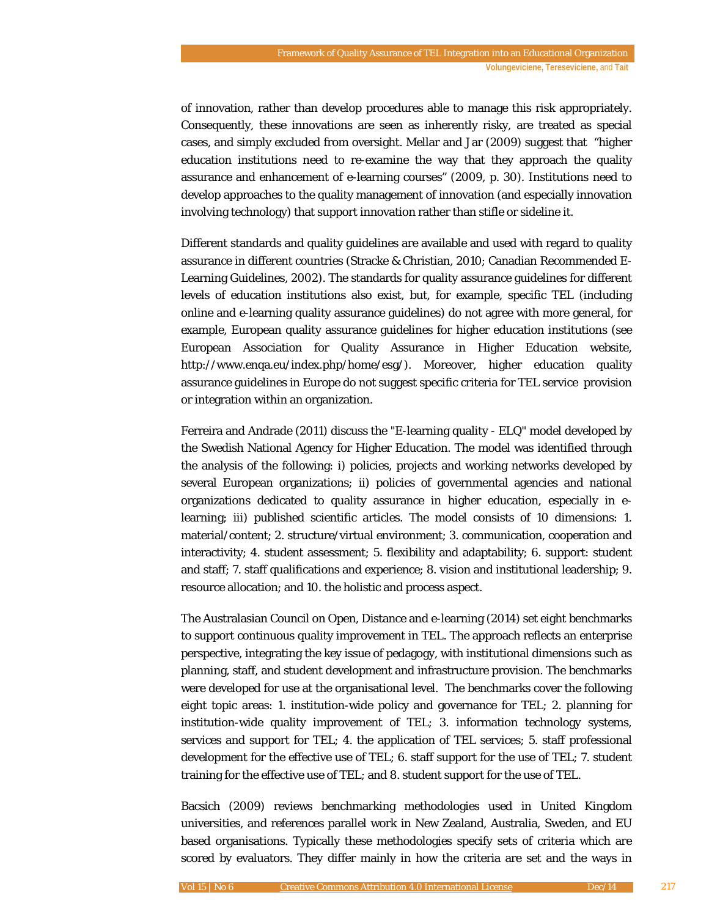of innovation, rather than develop procedures able to manage this risk appropriately. Consequently, these innovations are seen as inherently risky, are treated as special cases, and simply excluded from oversight. Mellar and Jar (2009) suggest that "higher education institutions need to re-examine the way that they approach the quality assurance and enhancement of e-learning courses" (2009, p. 30). Institutions need to develop approaches to the quality management of innovation (and especially innovation involving technology) that support innovation rather than stifle or sideline it.

Different standards and quality guidelines are available and used with regard to quality assurance in different countries (Stracke & Christian, 2010; Canadian Recommended E-Learning Guidelines, 2002). The standards for quality assurance guidelines for different levels of education institutions also exist, but, for example, specific TEL (including online and e-learning quality assurance guidelines) do not agree with more general, for example, European quality assurance guidelines for higher education institutions (see European Association for Quality Assurance in Higher Education website, http://www.enqa.eu/index.php/home/esg/). Moreover, higher education quality assurance guidelines in Europe do not suggest specific criteria for TEL service provision or integration within an organization.

Ferreira and Andrade (2011) discuss the "E-learning quality - ELQ" model developed by the Swedish National Agency for Higher Education. The model was identified through the analysis of the following: i) policies, projects and working networks developed by several European organizations; ii) policies of governmental agencies and national organizations dedicated to quality assurance in higher education, especially in e-learning; iii) published scientific articles. The model consists of 10 dimensions: 1. material/content; 2. structure/virtual environment; 3. communication, cooperation and interactivity; 4. student assessment; 5. flexibility and adaptability; 6. support: student and staff; 7. staff qualifications and experience; 8. vision and institutional leadership; 9. resource allocation; and 10. the holistic and process aspect.

The Australasian Council on Open, Distance and e-learning (2014) set eight benchmarks to support continuous quality improvement in TEL. The approach reflects an enterprise perspective, integrating the key issue of pedagogy, with institutional dimensions such as planning, staff, and student development and infrastructure provision. The benchmarks were developed for use at the organisational level. The benchmarks cover the following eight topic areas: 1. institution-wide policy and governance for TEL; 2. planning for institution-wide quality improvement of TEL; 3. information technology systems, services and support for TEL; 4. the application of TEL services; 5. staff professional development for the effective use of TEL; 6. staff support for the use of TEL; 7. student training for the effective use of TEL; and 8. student support for the use of TEL.

Bacsich (2009) reviews benchmarking methodologies used in United Kingdom universities, and references parallel work in New Zealand, Australia, Sweden, and EU based organisations. Typically these methodologies specify sets of criteria which are scored by evaluators. They differ mainly in how the criteria are set and the ways in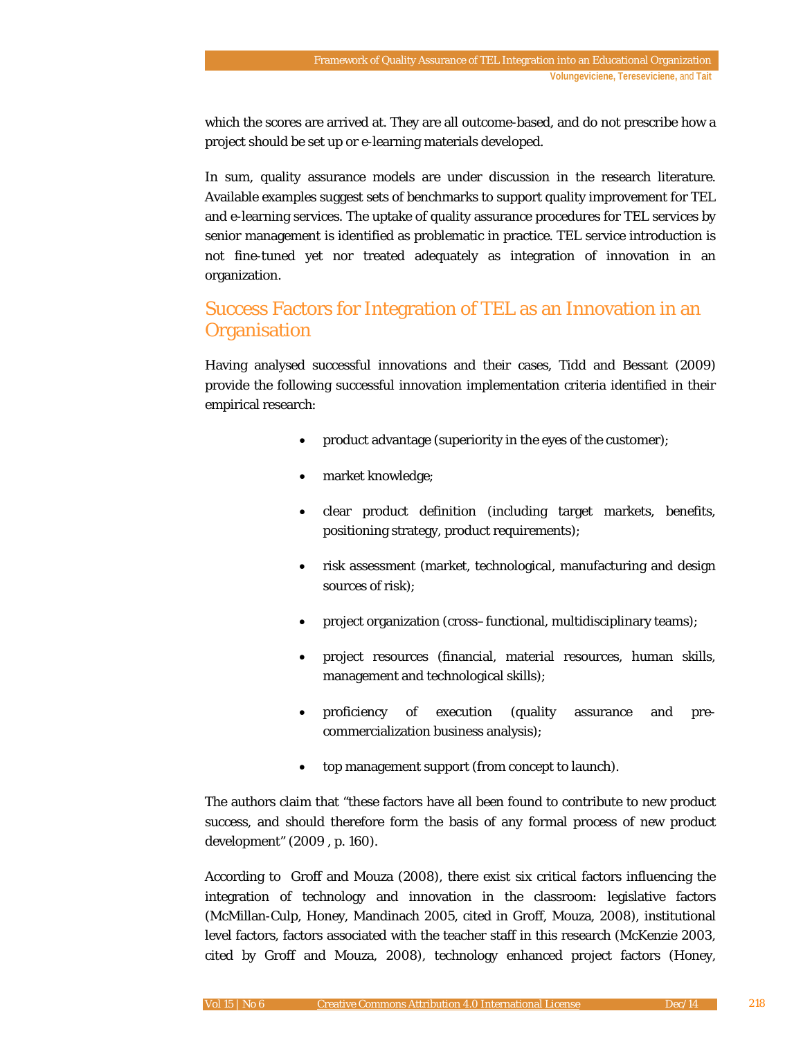which the scores are arrived at. They are all outcome-based, and do not prescribe how a project should be set up or e-learning materials developed.

In sum, quality assurance models are under discussion in the research literature. Available examples suggest sets of benchmarks to support quality improvement for TEL and e-learning services. The uptake of quality assurance procedures for TEL services by senior management is identified as problematic in practice. TEL service introduction is not fine-tuned yet nor treated adequately as integration of innovation in an organization.

## Success Factors for Integration of TEL as an Innovation in an Organisation

Having analysed successful innovations and their cases, Tidd and Bessant (2009) provide the following successful innovation implementation criteria identified in their empirical research:

- product advantage (superiority in the eyes of the customer);
- market knowledge;
- clear product definition (including target markets, benefits, positioning strategy, product requirements);
- risk assessment (market, technological, manufacturing and design sources of risk);
- project organization (cross–functional, multidisciplinary teams);
- project resources (financial, material resources, human skills, management and technological skills);
- proficiency of execution (quality assurance and pre-commercialization business analysis);
- top management support (from concept to launch).

The authors claim that "these factors have all been found to contribute to new product success, and should therefore form the basis of any formal process of new product development" (2009 , p. 160).

According to Groff and Mouza (2008), there exist six critical factors influencing the integration of technology and innovation in the classroom: legislative factors (McMillan-Culp, Honey, Mandinach 2005, cited in Groff, Mouza, 2008), institutional level factors, factors associated with the teacher staff in this research (McKenzie 2003, cited by Groff and Mouza, 2008), technology enhanced project factors (Honey,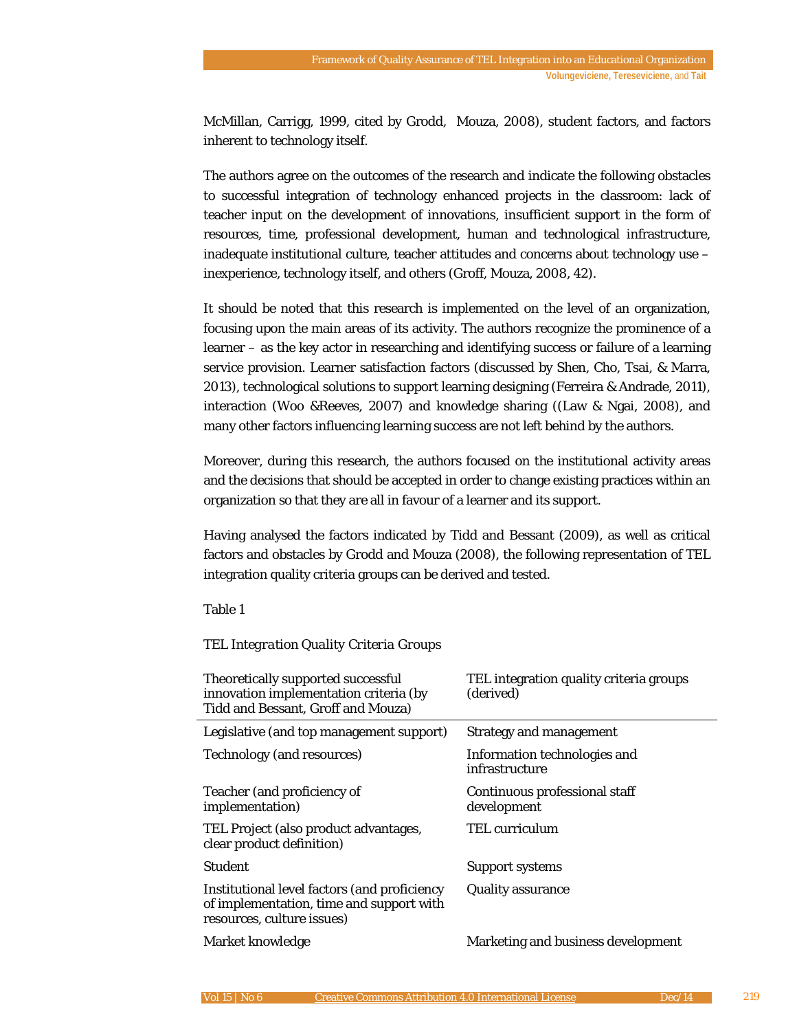McMillan, Carrigg, 1999, cited by Grodd, Mouza, 2008), student factors, and factors inherent to technology itself.

The authors agree on the outcomes of the research and indicate the following obstacles to successful integration of technology enhanced projects in the classroom: lack of teacher input on the development of innovations, insufficient support in the form of resources, time, professional development, human and technological infrastructure, inadequate institutional culture, teacher attitudes and concerns about technology use – inexperience, technology itself, and others (Groff, Mouza, 2008, 42).

It should be noted that this research is implemented on the level of an organization, focusing upon the main areas of its activity. The authors recognize the prominence of a learner – as the key actor in researching and identifying success or failure of a learning service provision. Learner satisfaction factors (discussed by Shen, Cho, Tsai, & Marra, 2013), technological solutions to support learning designing (Ferreira & Andrade, 2011), interaction (Woo &Reeves, 2007) and knowledge sharing ((Law & Ngai, 2008), and many other factors influencing learning success are not left behind by the authors.

Moreover, during this research, the authors focused on the institutional activity areas and the decisions that should be accepted in order to change existing practices within an organization so that they are all in favour of a learner and its support.

Having analysed the factors indicated by Tidd and Bessant (2009), as well as critical factors and obstacles by Grodd and Mouza (2008), the following representation of TEL integration quality criteria groups can be derived and tested.

Table 1

*TEL Integration Quality Criteria Groups*

| Theoretically supported successful innovation implementation criteria (by Tidd and Bessant, Groff and Mouza) | TEL integration quality criteria groups (derived) |
|---|---|
| Legislative (and top management support) | Strategy and management |
| Technology (and resources) | Information technologies and infrastructure |
| Teacher (and proficiency of implementation) | Continuous professional staff development |
| TEL Project (also product advantages, clear product definition) | TEL curriculum |
| Student | Support systems |
| Institutional level factors (and proficiency of implementation, time and support with resources, culture issues) | Quality assurance |
| Market knowledge | Marketing and business development |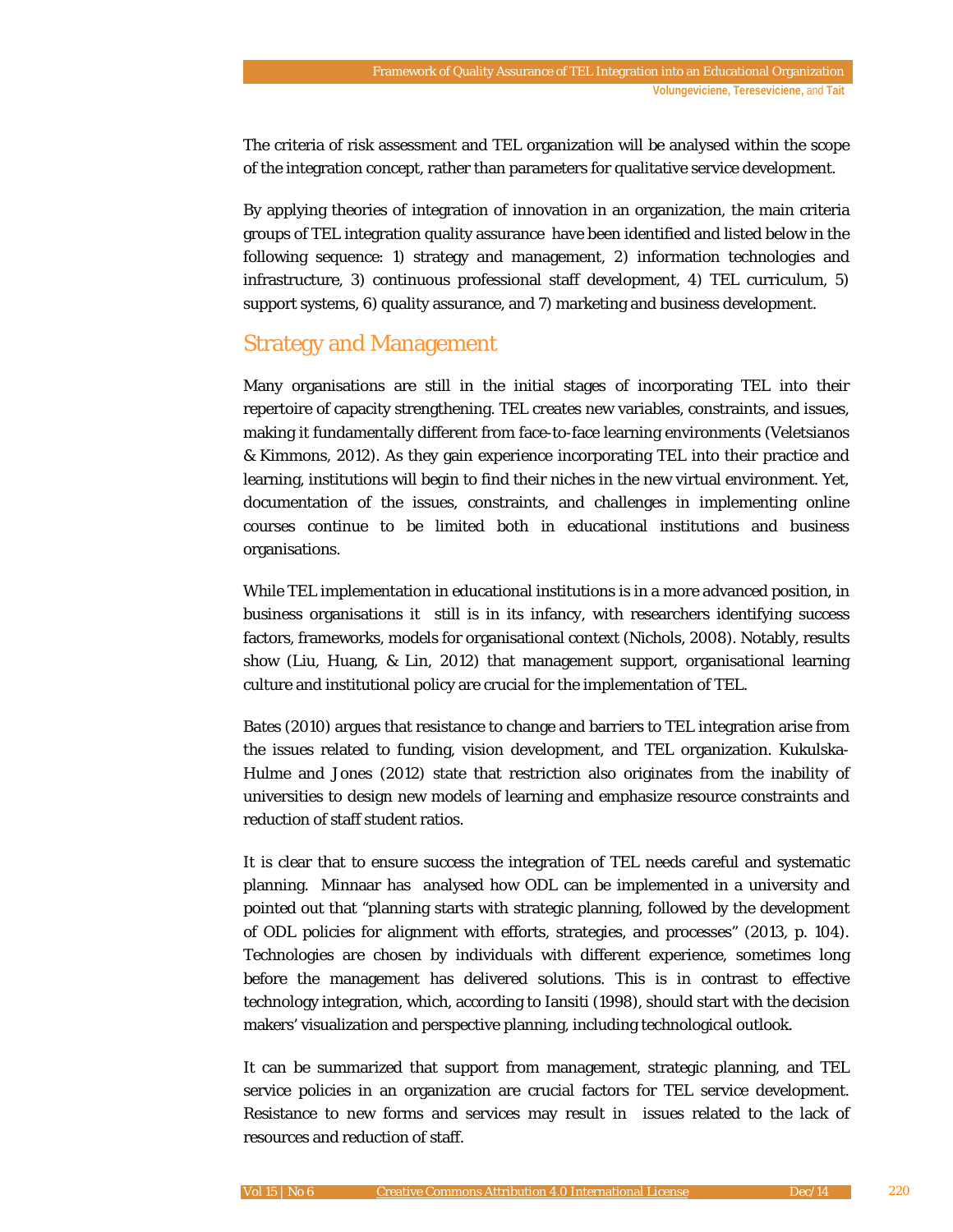The criteria of risk assessment and TEL organization will be analysed within the scope of the integration concept, rather than parameters for qualitative service development.

By applying theories of integration of innovation in an organization, the main criteria groups of TEL integration quality assurance have been identified and listed below in the following sequence: 1) strategy and management, 2) information technologies and infrastructure, 3) continuous professional staff development, 4) TEL curriculum, 5) support systems, 6) quality assurance, and 7) marketing and business development.

## Strategy and Management

Many organisations are still in the initial stages of incorporating TEL into their repertoire of capacity strengthening. TEL creates new variables, constraints, and issues, making it fundamentally different from face-to-face learning environments (Veletsianos & Kimmons, 2012). As they gain experience incorporating TEL into their practice and learning, institutions will begin to find their niches in the new virtual environment. Yet, documentation of the issues, constraints, and challenges in implementing online courses continue to be limited both in educational institutions and business organisations.

While TEL implementation in educational institutions is in a more advanced position, in business organisations it still is in its infancy, with researchers identifying success factors, frameworks, models for organisational context (Nichols, 2008). Notably, results show (Liu, Huang, & Lin, 2012) that management support, organisational learning culture and institutional policy are crucial for the implementation of TEL.

Bates (2010) argues that resistance to change and barriers to TEL integration arise from the issues related to funding, vision development, and TEL organization. Kukulska-Hulme and Jones (2012) state that restriction also originates from the inability of universities to design new models of learning and emphasize resource constraints and reduction of staff student ratios.

It is clear that to ensure success the integration of TEL needs careful and systematic planning. Minnaar has analysed how ODL can be implemented in a university and pointed out that "planning starts with strategic planning, followed by the development of ODL policies for alignment with efforts, strategies, and processes" (2013, p. 104). Technologies are chosen by individuals with different experience, sometimes long before the management has delivered solutions. This is in contrast to effective technology integration, which, according to Iansiti (1998), should start with the decision makers' visualization and perspective planning, including technological outlook.

It can be summarized that support from management, strategic planning, and TEL service policies in an organization are crucial factors for TEL service development. Resistance to new forms and services may result in issues related to the lack of resources and reduction of staff.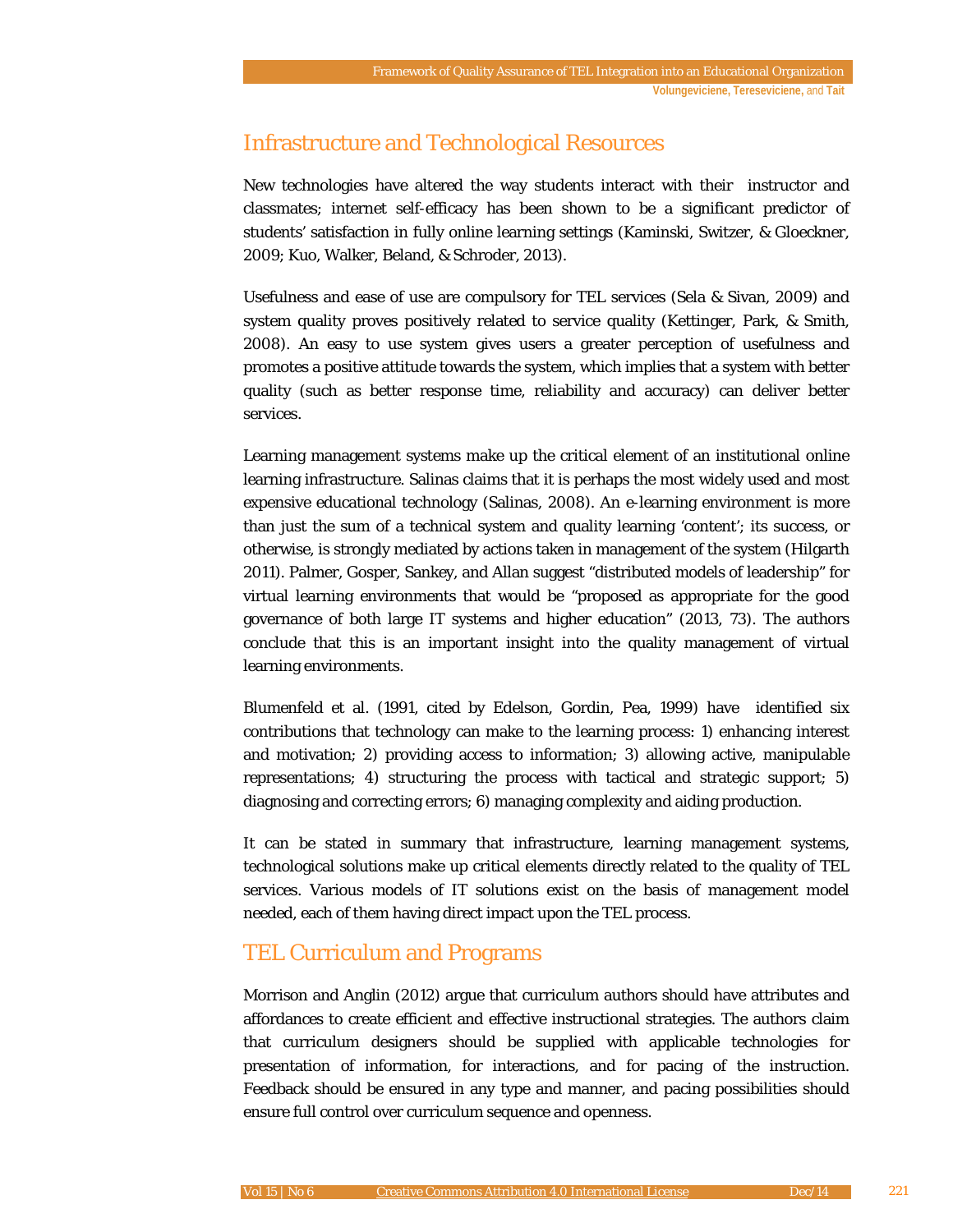## Infrastructure and Technological Resources

New technologies have altered the way students interact with their instructor and classmates; internet self-efficacy has been shown to be a significant predictor of students' satisfaction in fully online learning settings (Kaminski, Switzer, & Gloeckner, 2009; Kuo, Walker, Beland, & Schroder, 2013).

Usefulness and ease of use are compulsory for TEL services (Sela & Sivan, 2009) and system quality proves positively related to service quality (Kettinger, Park, & Smith, 2008). An easy to use system gives users a greater perception of usefulness and promotes a positive attitude towards the system, which implies that a system with better quality (such as better response time, reliability and accuracy) can deliver better services.

Learning management systems make up the critical element of an institutional online learning infrastructure. Salinas claims that it is perhaps the most widely used and most expensive educational technology (Salinas, 2008). An e-learning environment is more than just the sum of a technical system and quality learning 'content'; its success, or otherwise, is strongly mediated by actions taken in management of the system (Hilgarth 2011). Palmer, Gosper, Sankey, and Allan suggest "distributed models of leadership" for virtual learning environments that would be "proposed as appropriate for the good governance of both large IT systems and higher education" (2013, 73). The authors conclude that this is an important insight into the quality management of virtual learning environments.

Blumenfeld et al. (1991, cited by Edelson, Gordin, Pea, 1999) have identified six contributions that technology can make to the learning process: 1) enhancing interest and motivation; 2) providing access to information; 3) allowing active, manipulable representations; 4) structuring the process with tactical and strategic support; 5) diagnosing and correcting errors; 6) managing complexity and aiding production.

It can be stated in summary that infrastructure, learning management systems, technological solutions make up critical elements directly related to the quality of TEL services. Various models of IT solutions exist on the basis of management model needed, each of them having direct impact upon the TEL process.

## TEL Curriculum and Programs

Morrison and Anglin (2012) argue that curriculum authors should have attributes and affordances to create efficient and effective instructional strategies. The authors claim that curriculum designers should be supplied with applicable technologies for presentation of information, for interactions, and for pacing of the instruction. Feedback should be ensured in any type and manner, and pacing possibilities should ensure full control over curriculum sequence and openness.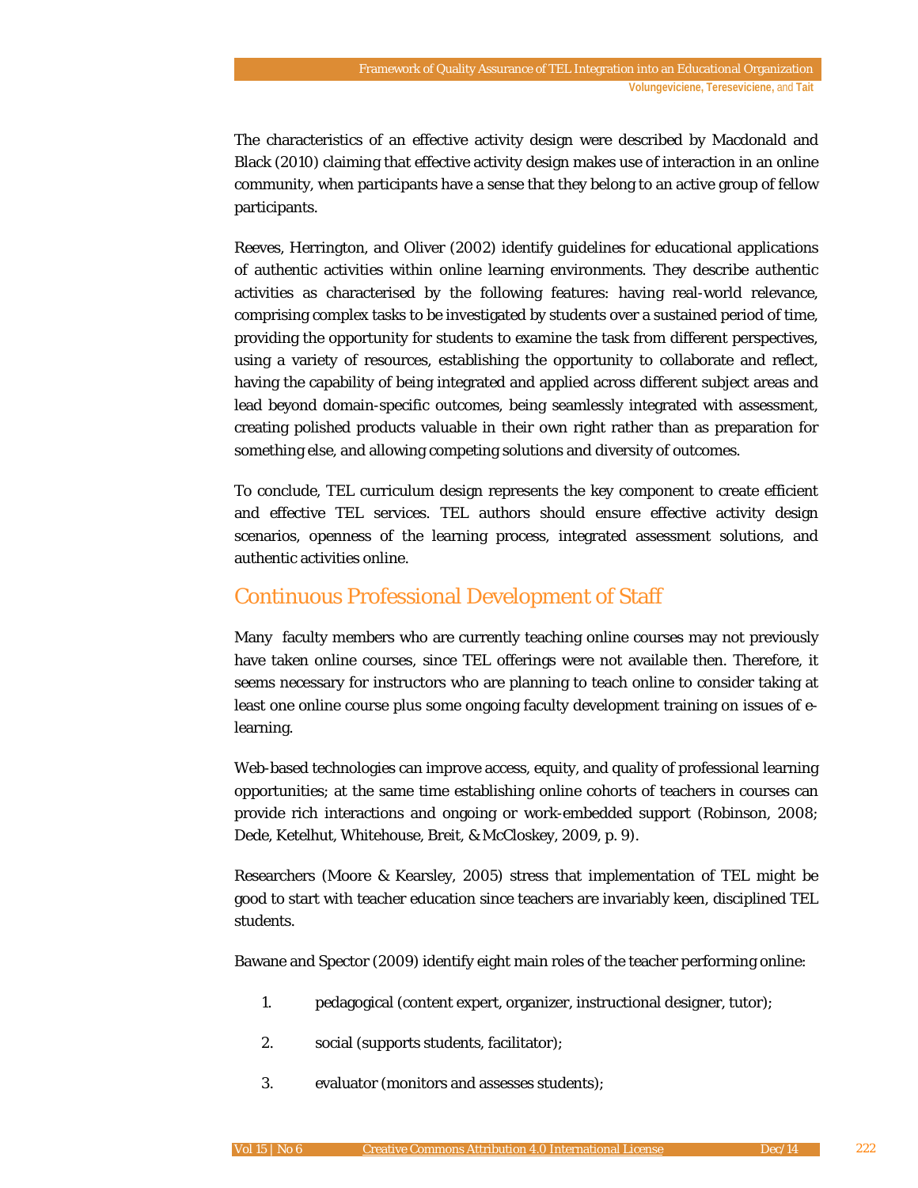The characteristics of an effective activity design were described by Macdonald and Black (2010) claiming that effective activity design makes use of interaction in an online community, when participants have a sense that they belong to an active group of fellow participants.

Reeves, Herrington, and Oliver (2002) identify guidelines for educational applications of authentic activities within online learning environments. They describe authentic activities as characterised by the following features: having real-world relevance, comprising complex tasks to be investigated by students over a sustained period of time, providing the opportunity for students to examine the task from different perspectives, using a variety of resources, establishing the opportunity to collaborate and reflect, having the capability of being integrated and applied across different subject areas and lead beyond domain-specific outcomes, being seamlessly integrated with assessment, creating polished products valuable in their own right rather than as preparation for something else, and allowing competing solutions and diversity of outcomes.

To conclude, TEL curriculum design represents the key component to create efficient and effective TEL services. TEL authors should ensure effective activity design scenarios, openness of the learning process, integrated assessment solutions, and authentic activities online.

## Continuous Professional Development of Staff

Many faculty members who are currently teaching online courses may not previously have taken online courses, since TEL offerings were not available then. Therefore, it seems necessary for instructors who are planning to teach online to consider taking at least one online course plus some ongoing faculty development training on issues of e-learning.

Web-based technologies can improve access, equity, and quality of professional learning opportunities; at the same time establishing online cohorts of teachers in courses can provide rich interactions and ongoing or work-embedded support (Robinson, 2008; Dede, Ketelhut, Whitehouse, Breit, & McCloskey, 2009, p. 9).

Researchers (Moore & Kearsley, 2005) stress that implementation of TEL might be good to start with teacher education since teachers are invariably keen, disciplined TEL students.

Bawane and Spector (2009) identify eight main roles of the teacher performing online:

1. pedagogical (content expert, organizer, instructional designer, tutor);
2. social (supports students, facilitator);
3. evaluator (monitors and assesses students);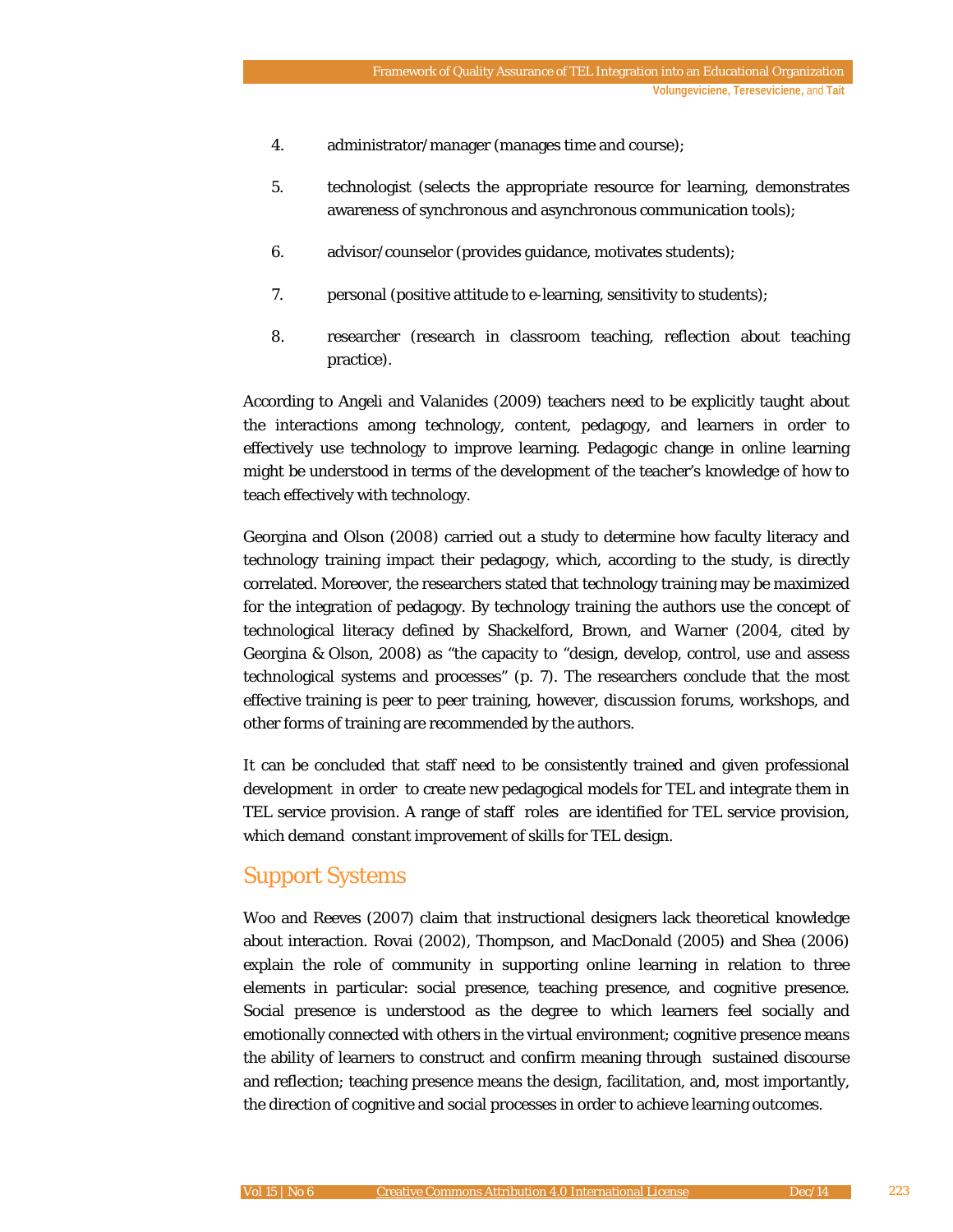4. administrator/manager (manages time and course);

5. technologist (selects the appropriate resource for learning, demonstrates awareness of synchronous and asynchronous communication tools);

6. advisor/counselor (provides guidance, motivates students);

7. personal (positive attitude to e-learning, sensitivity to students);

8. researcher (research in classroom teaching, reflection about teaching practice).

According to Angeli and Valanides (2009) teachers need to be explicitly taught about the interactions among technology, content, pedagogy, and learners in order to effectively use technology to improve learning. Pedagogic change in online learning might be understood in terms of the development of the teacher's knowledge of how to teach effectively with technology.

Georgina and Olson (2008) carried out a study to determine how faculty literacy and technology training impact their pedagogy, which, according to the study, is directly correlated. Moreover, the researchers stated that technology training may be maximized for the integration of pedagogy. By technology training the authors use the concept of technological literacy defined by Shackelford, Brown, and Warner (2004, cited by Georgina & Olson, 2008) as "the capacity to "design, develop, control, use and assess technological systems and processes" (p. 7). The researchers conclude that the most effective training is peer to peer training, however, discussion forums, workshops, and other forms of training are recommended by the authors.

It can be concluded that staff need to be consistently trained and given professional development in order to create new pedagogical models for TEL and integrate them in TEL service provision. A range of staff roles are identified for TEL service provision, which demand constant improvement of skills for TEL design.

## Support Systems

Woo and Reeves (2007) claim that instructional designers lack theoretical knowledge about interaction. Rovai (2002), Thompson, and MacDonald (2005) and Shea (2006) explain the role of community in supporting online learning in relation to three elements in particular: social presence, teaching presence, and cognitive presence. Social presence is understood as the degree to which learners feel socially and emotionally connected with others in the virtual environment; cognitive presence means the ability of learners to construct and confirm meaning through sustained discourse and reflection; teaching presence means the design, facilitation, and, most importantly, the direction of cognitive and social processes in order to achieve learning outcomes.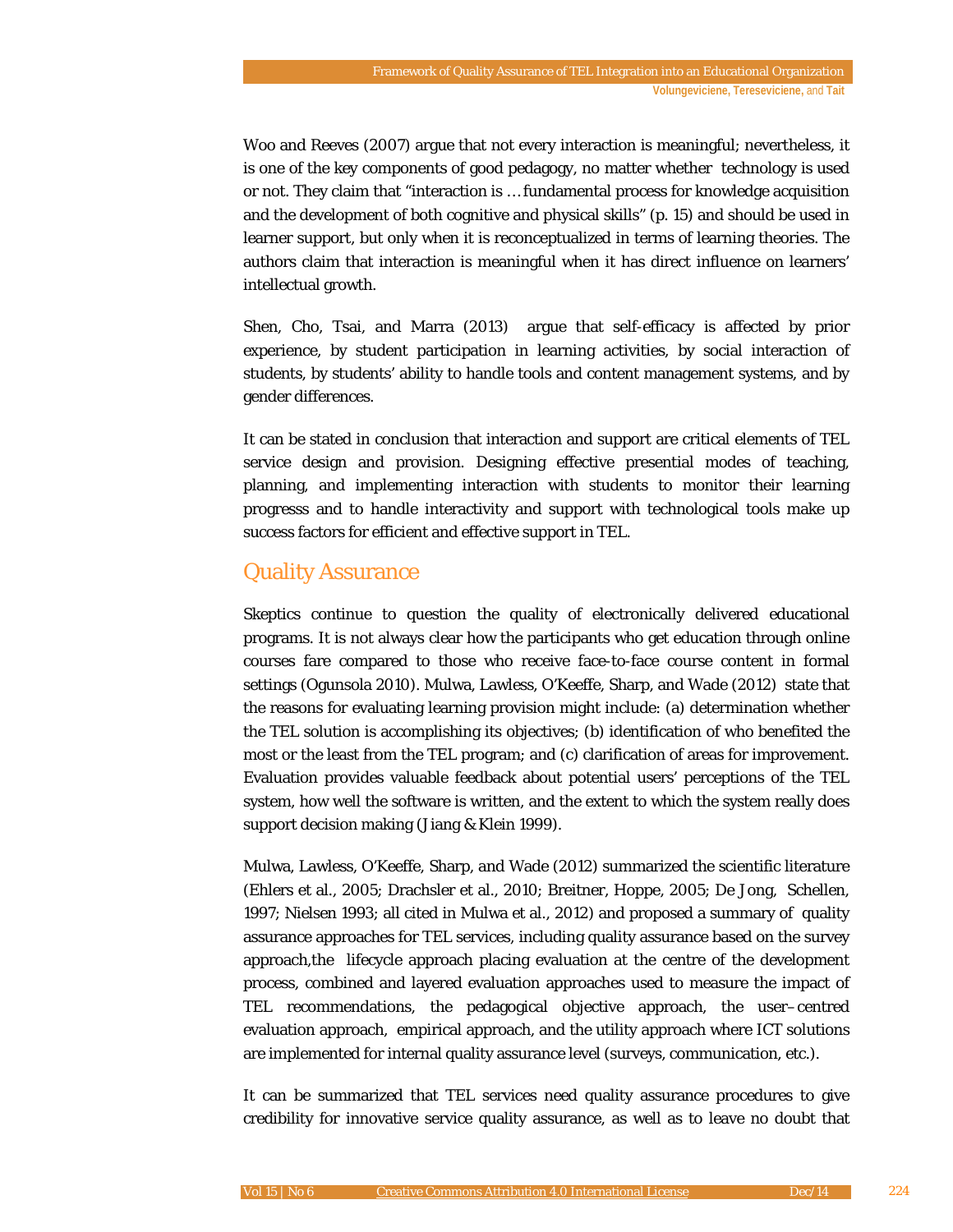Woo and Reeves (2007) argue that not every interaction is meaningful; nevertheless, it is one of the key components of good pedagogy, no matter whether technology is used or not. They claim that "interaction is … fundamental process for knowledge acquisition and the development of both cognitive and physical skills" (p. 15) and should be used in learner support, but only when it is reconceptualized in terms of learning theories. The authors claim that interaction is meaningful when it has direct influence on learners' intellectual growth.

Shen, Cho, Tsai, and Marra (2013) argue that self-efficacy is affected by prior experience, by student participation in learning activities, by social interaction of students, by students' ability to handle tools and content management systems, and by gender differences.

It can be stated in conclusion that interaction and support are critical elements of TEL service design and provision. Designing effective presential modes of teaching, planning, and implementing interaction with students to monitor their learning progresss and to handle interactivity and support with technological tools make up success factors for efficient and effective support in TEL.

## Quality Assurance

Skeptics continue to question the quality of electronically delivered educational programs. It is not always clear how the participants who get education through online courses fare compared to those who receive face-to-face course content in formal settings (Ogunsola 2010). Mulwa, Lawless, O'Keeffe, Sharp, and Wade (2012) state that the reasons for evaluating learning provision might include: (a) determination whether the TEL solution is accomplishing its objectives; (b) identification of who benefited the most or the least from the TEL program; and (c) clarification of areas for improvement. Evaluation provides valuable feedback about potential users' perceptions of the TEL system, how well the software is written, and the extent to which the system really does support decision making (Jiang & Klein 1999).

Mulwa, Lawless, O'Keeffe, Sharp, and Wade (2012) summarized the scientific literature (Ehlers et al., 2005; Drachsler et al., 2010; Breitner, Hoppe, 2005; De Jong, Schellen, 1997; Nielsen 1993; all cited in Mulwa et al., 2012) and proposed a summary of quality assurance approaches for TEL services, including quality assurance based on the survey approach,the lifecycle approach placing evaluation at the centre of the development process, combined and layered evaluation approaches used to measure the impact of TEL recommendations, the pedagogical objective approach, the user–centred evaluation approach, empirical approach, and the utility approach where ICT solutions are implemented for internal quality assurance level (surveys, communication, etc.).

It can be summarized that TEL services need quality assurance procedures to give credibility for innovative service quality assurance, as well as to leave no doubt that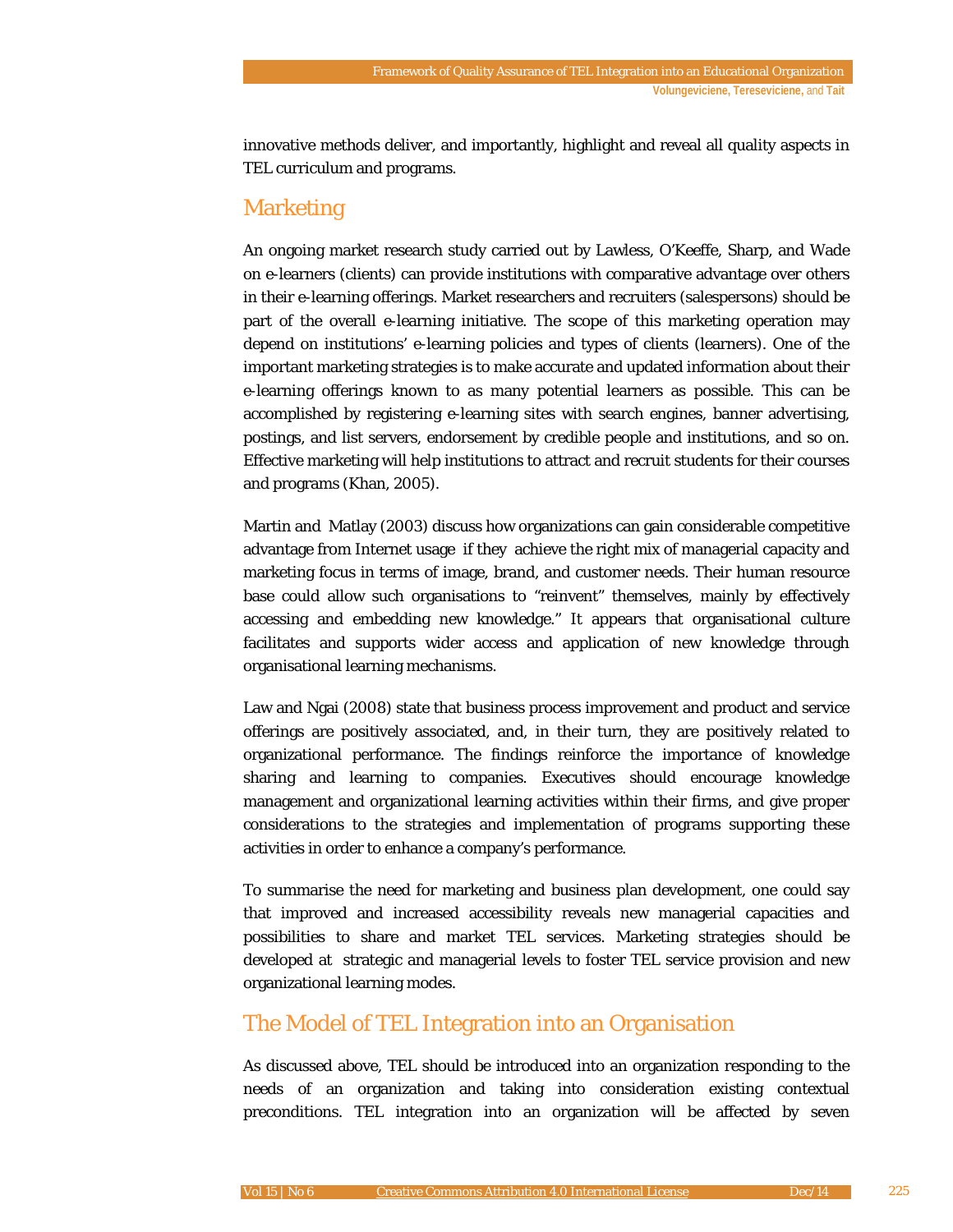innovative methods deliver, and importantly, highlight and reveal all quality aspects in TEL curriculum and programs.

## Marketing

An ongoing market research study carried out by Lawless, O'Keeffe, Sharp, and Wade on e-learners (clients) can provide institutions with comparative advantage over others in their e-learning offerings. Market researchers and recruiters (salespersons) should be part of the overall e-learning initiative. The scope of this marketing operation may depend on institutions' e-learning policies and types of clients (learners). One of the important marketing strategies is to make accurate and updated information about their e-learning offerings known to as many potential learners as possible. This can be accomplished by registering e-learning sites with search engines, banner advertising, postings, and list servers, endorsement by credible people and institutions, and so on. Effective marketing will help institutions to attract and recruit students for their courses and programs (Khan, 2005).

Martin and Matlay (2003) discuss how organizations can gain considerable competitive advantage from Internet usage if they achieve the right mix of managerial capacity and marketing focus in terms of image, brand, and customer needs. Their human resource base could allow such organisations to "reinvent" themselves, mainly by effectively accessing and embedding new knowledge." It appears that organisational culture facilitates and supports wider access and application of new knowledge through organisational learning mechanisms.

Law and Ngai (2008) state that business process improvement and product and service offerings are positively associated, and, in their turn, they are positively related to organizational performance. The findings reinforce the importance of knowledge sharing and learning to companies. Executives should encourage knowledge management and organizational learning activities within their firms, and give proper considerations to the strategies and implementation of programs supporting these activities in order to enhance a company's performance.

To summarise the need for marketing and business plan development, one could say that improved and increased accessibility reveals new managerial capacities and possibilities to share and market TEL services. Marketing strategies should be developed at strategic and managerial levels to foster TEL service provision and new organizational learning modes.

## The Model of TEL Integration into an Organisation

As discussed above, TEL should be introduced into an organization responding to the needs of an organization and taking into consideration existing contextual preconditions. TEL integration into an organization will be affected by seven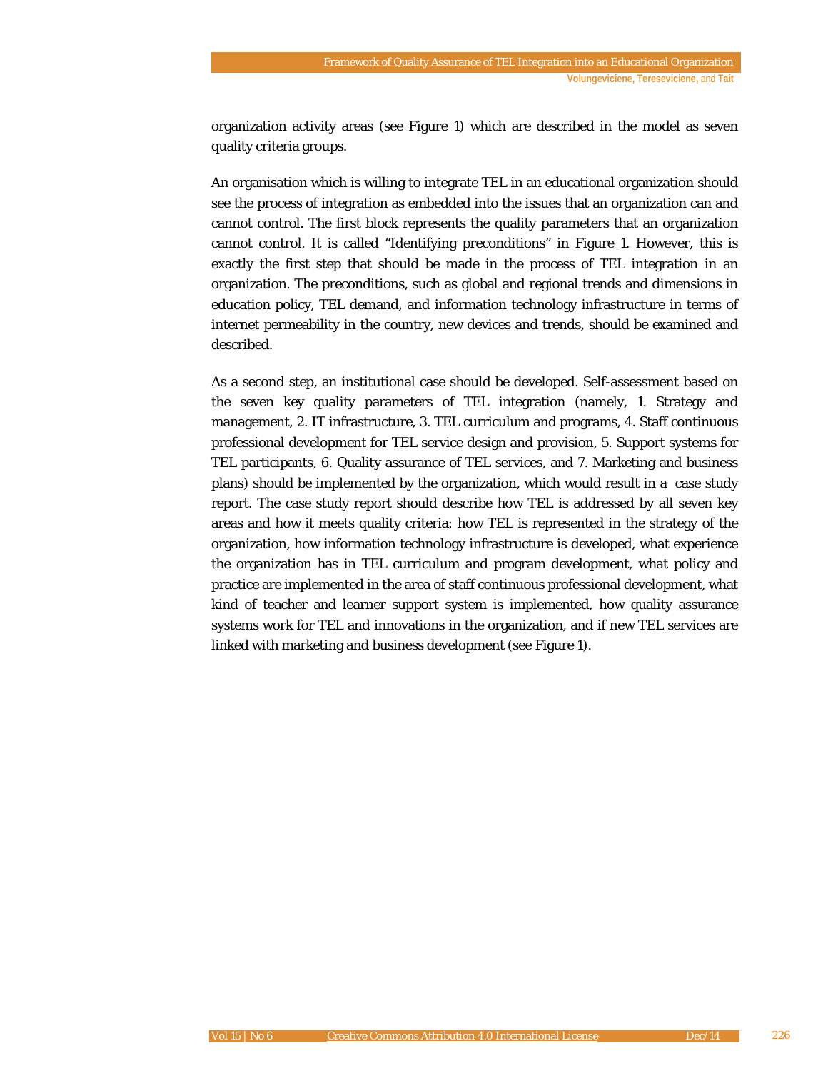organization activity areas (see Figure 1) which are described in the model as seven quality criteria groups.

An organisation which is willing to integrate TEL in an educational organization should see the process of integration as embedded into the issues that an organization can and cannot control. The first block represents the quality parameters that an organization cannot control. It is called "Identifying preconditions" in Figure 1. However, this is exactly the first step that should be made in the process of TEL integration in an organization. The preconditions, such as global and regional trends and dimensions in education policy, TEL demand, and information technology infrastructure in terms of internet permeability in the country, new devices and trends, should be examined and described.

As a second step, an institutional case should be developed. Self-assessment based on the seven key quality parameters of TEL integration (namely, 1. Strategy and management, 2. IT infrastructure, 3. TEL curriculum and programs, 4. Staff continuous professional development for TEL service design and provision, 5. Support systems for TEL participants, 6. Quality assurance of TEL services, and 7. Marketing and business plans) should be implemented by the organization, which would result in a case study report. The case study report should describe how TEL is addressed by all seven key areas and how it meets quality criteria: how TEL is represented in the strategy of the organization, how information technology infrastructure is developed, what experience the organization has in TEL curriculum and program development, what policy and practice are implemented in the area of staff continuous professional development, what kind of teacher and learner support system is implemented, how quality assurance systems work for TEL and innovations in the organization, and if new TEL services are linked with marketing and business development (see Figure 1).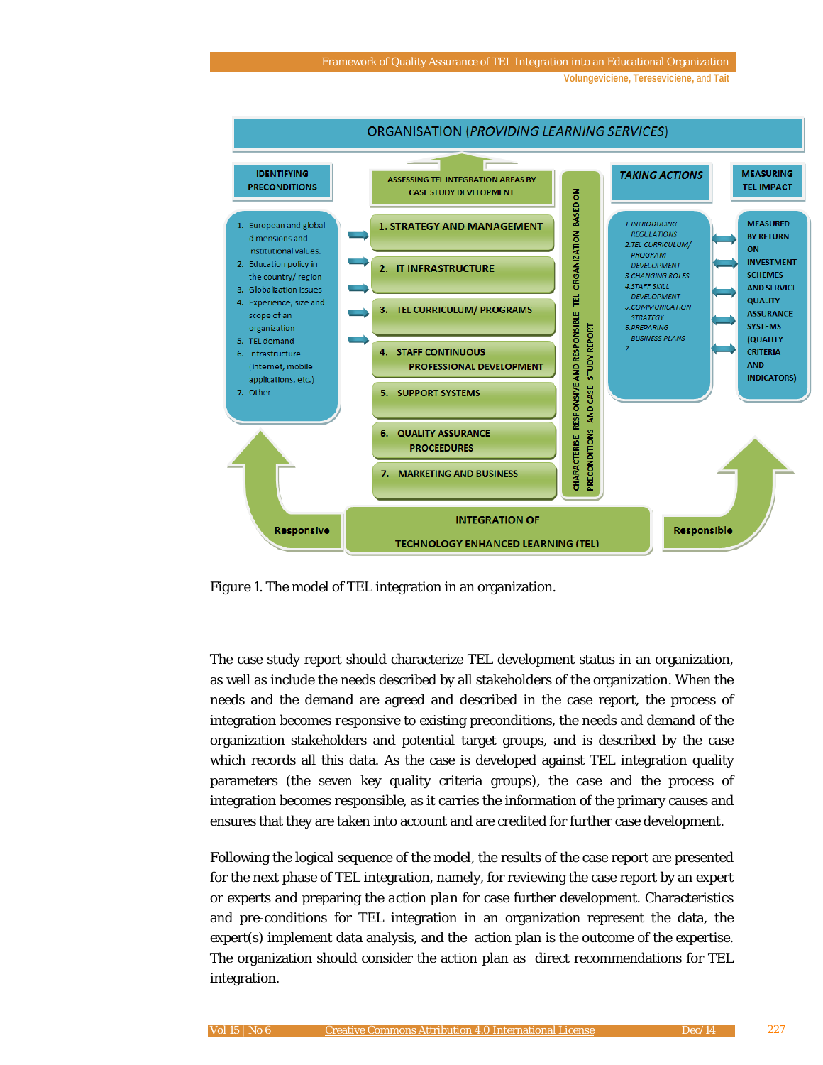ORGANISATION (*PROVIDING LEARNING SERVICES*)

**IDENTIFYING PRECONDITIONS**

1. European and global dimensions and institutional values.
2. Education policy in the country/ region
3. Globalization issues
4. Experience, size and scope of an organization
5. TEL demand
6. Infrastructure (Internet, mobile applications, etc.)
7. Other

**ASSESSING TEL INTEGRATION AREAS BY CASE STUDY DEVELOPMENT**

1. STRATEGY AND MANAGEMENT
2. IT INFRASTRUCTURE
3. TEL CURRICULUM/ PROGRAMS
4. STAFF CONTINUOUS PROFESSIONAL DEVELOPMENT
5. SUPPORT SYSTEMS
6. QUALITY ASSURANCE PROCEEDURES
7. MARKETING AND BUSINESS

CHARACTERISE RESPONSIVE AND RESPONSIBLE TEL ORGANIZATION BASED ON PRECONDITIONS AND CASE STUDY REPORT

***TAKING ACTIONS***

*1. INTRODUCING REGULATIONS*
*2. TEL CURRICULUM/ PROGRAM DEVELOPMENT*
*3. CHANGING ROLES*
*4. STAFF SKILL DEVELOPMENT*
*5. COMMUNICATION STRATEGY*
*6. PREPARING BUSINESS PLANS*
*7....*

**MEASURING TEL IMPACT**

MEASURED BY RETURN ON INVESTMENT SCHEMES AND SERVICE QUALITY ASSURANCE SYSTEMS (QUALITY CRITERIA AND INDICATORS)

Responsive — INTEGRATION OF TECHNOLOGY ENHANCED LEARNING (TEL) — Responsible

*Figure 1.* The model of TEL integration in an organization.

The case study report should characterize TEL development status in an organization, as well as include the needs described by all stakeholders of the organization. When the needs and the demand are agreed and described in the case report, the process of integration becomes responsive to existing preconditions, the needs and demand of the organization stakeholders and potential target groups, and is described by the case which records all this data. As the case is developed against TEL integration quality parameters (the seven key quality criteria groups), the case and the process of integration becomes responsible, as it carries the information of the primary causes and ensures that they are taken into account and are credited for further case development.

Following the logical sequence of the model, the results of the case report are presented for the next phase of TEL integration, namely, for reviewing the case report by an expert or experts and preparing the *action plan* for case further development. Characteristics and pre-conditions for TEL integration in an organization represent the data, the expert(s) implement data analysis, and the action plan is the outcome of the expertise. The organization should consider the action plan as direct recommendations for TEL integration.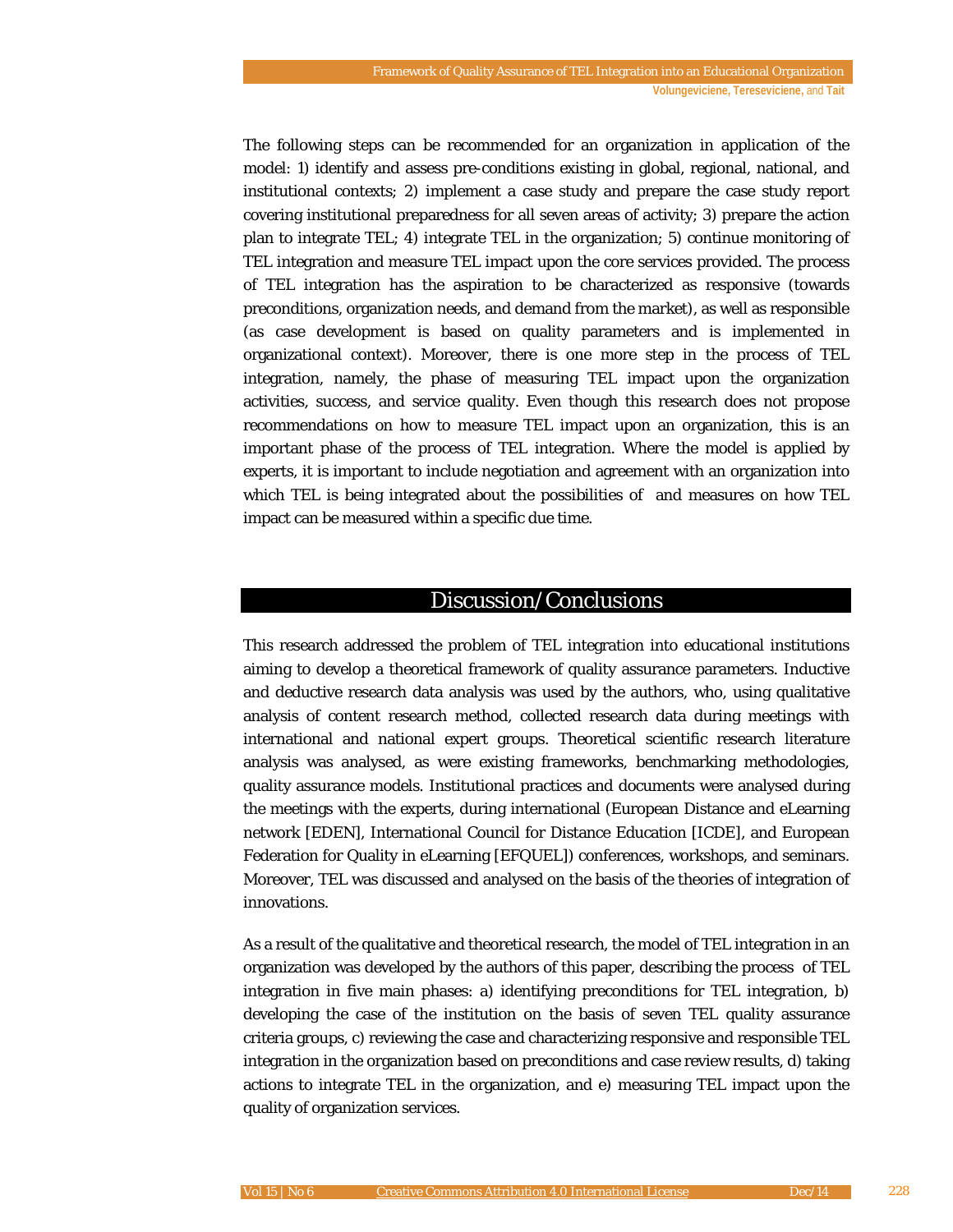The following steps can be recommended for an organization in application of the model: 1) identify and assess pre-conditions existing in global, regional, national, and institutional contexts; 2) implement a case study and prepare the case study report covering institutional preparedness for all seven areas of activity; 3) prepare the action plan to integrate TEL; 4) integrate TEL in the organization; 5) continue monitoring of TEL integration and measure TEL impact upon the core services provided. The process of TEL integration has the aspiration to be characterized as responsive (towards preconditions, organization needs, and demand from the market), as well as responsible (as case development is based on quality parameters and is implemented in organizational context). Moreover, there is one more step in the process of TEL integration, namely, the phase of measuring TEL impact upon the organization activities, success, and service quality. Even though this research does not propose recommendations on how to measure TEL impact upon an organization, this is an important phase of the process of TEL integration. Where the model is applied by experts, it is important to include negotiation and agreement with an organization into which TEL is being integrated about the possibilities of and measures on how TEL impact can be measured within a specific due time.

## Discussion/Conclusions

This research addressed the problem of TEL integration into educational institutions aiming to develop a theoretical framework of quality assurance parameters. Inductive and deductive research data analysis was used by the authors, who, using qualitative analysis of content research method, collected research data during meetings with international and national expert groups. Theoretical scientific research literature analysis was analysed, as were existing frameworks, benchmarking methodologies, quality assurance models. Institutional practices and documents were analysed during the meetings with the experts, during international (European Distance and eLearning network [EDEN], International Council for Distance Education [ICDE], and European Federation for Quality in eLearning [EFQUEL]) conferences, workshops, and seminars. Moreover, TEL was discussed and analysed on the basis of the theories of integration of innovations.

As a result of the qualitative and theoretical research, the model of TEL integration in an organization was developed by the authors of this paper, describing the process of TEL integration in five main phases: a) identifying preconditions for TEL integration, b) developing the case of the institution on the basis of seven TEL quality assurance criteria groups, c) reviewing the case and characterizing responsive and responsible TEL integration in the organization based on preconditions and case review results, d) taking actions to integrate TEL in the organization, and e) measuring TEL impact upon the quality of organization services.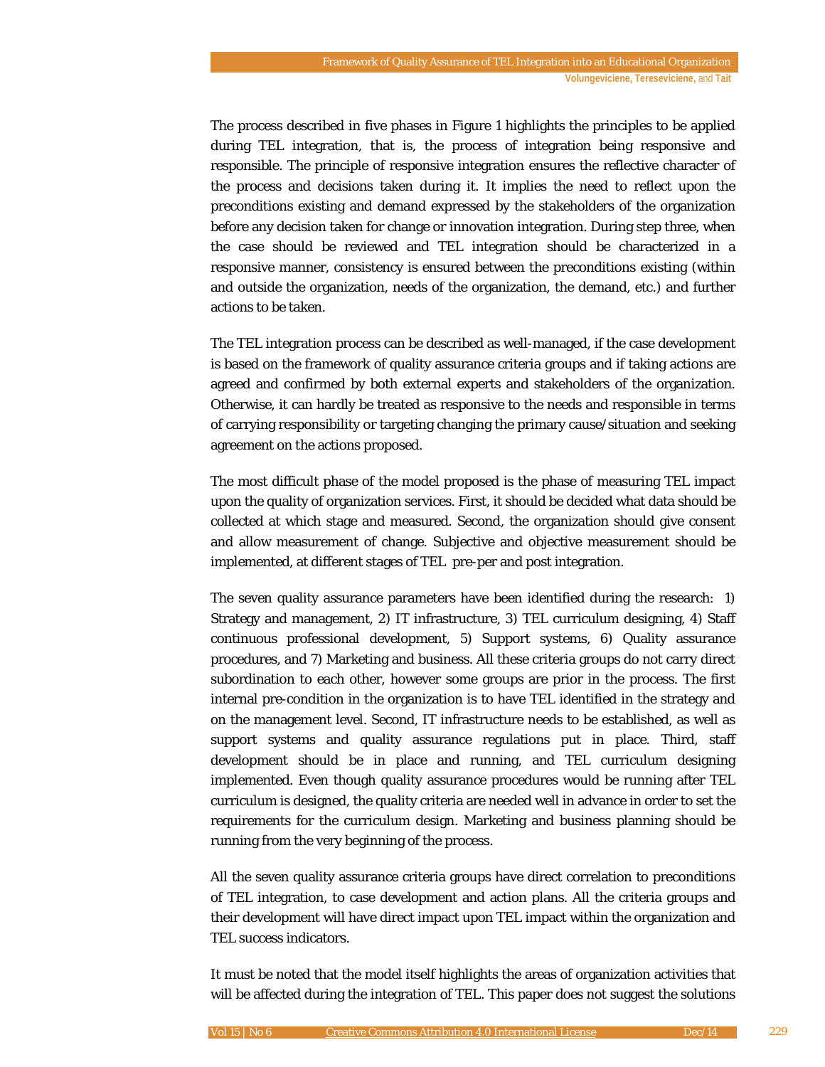The process described in five phases in Figure 1 highlights the principles to be applied during TEL integration, that is, the process of integration being responsive and responsible. The principle of responsive integration ensures the reflective character of the process and decisions taken during it. It implies the need to reflect upon the preconditions existing and demand expressed by the stakeholders of the organization before any decision taken for change or innovation integration. During step three, when the case should be reviewed and TEL integration should be characterized in a responsive manner, consistency is ensured between the preconditions existing (within and outside the organization, needs of the organization, the demand, etc.) and further actions to be taken.

The TEL integration process can be described as well-managed, if the case development is based on the framework of quality assurance criteria groups and if taking actions are agreed and confirmed by both external experts and stakeholders of the organization. Otherwise, it can hardly be treated as responsive to the needs and responsible in terms of carrying responsibility or targeting changing the primary cause/situation and seeking agreement on the actions proposed.

The most difficult phase of the model proposed is the phase of measuring TEL impact upon the quality of organization services. First, it should be decided what data should be collected at which stage and measured. Second, the organization should give consent and allow measurement of change. Subjective and objective measurement should be implemented, at different stages of TEL pre-per and post integration.

The seven quality assurance parameters have been identified during the research: 1) Strategy and management, 2) IT infrastructure, 3) TEL curriculum designing, 4) Staff continuous professional development, 5) Support systems, 6) Quality assurance procedures, and 7) Marketing and business. All these criteria groups do not carry direct subordination to each other, however some groups are prior in the process. The first internal pre-condition in the organization is to have TEL identified in the strategy and on the management level. Second, IT infrastructure needs to be established, as well as support systems and quality assurance regulations put in place. Third, staff development should be in place and running, and TEL curriculum designing implemented. Even though quality assurance procedures would be running after TEL curriculum is designed, the quality criteria are needed well in advance in order to set the requirements for the curriculum design. Marketing and business planning should be running from the very beginning of the process.

All the seven quality assurance criteria groups have direct correlation to preconditions of TEL integration, to case development and action plans. All the criteria groups and their development will have direct impact upon TEL impact within the organization and TEL success indicators.

It must be noted that the model itself highlights the areas of organization activities that will be affected during the integration of TEL. This paper does not suggest the solutions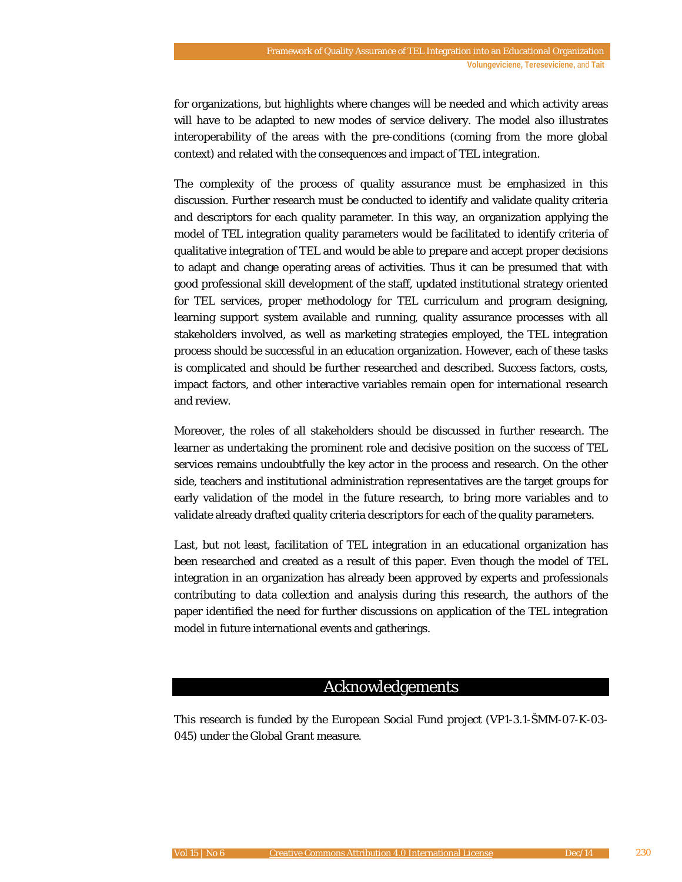for organizations, but highlights where changes will be needed and which activity areas will have to be adapted to new modes of service delivery. The model also illustrates interoperability of the areas with the pre-conditions (coming from the more global context) and related with the consequences and impact of TEL integration.

The complexity of the process of quality assurance must be emphasized in this discussion. Further research must be conducted to identify and validate quality criteria and descriptors for each quality parameter. In this way, an organization applying the model of TEL integration quality parameters would be facilitated to identify criteria of qualitative integration of TEL and would be able to prepare and accept proper decisions to adapt and change operating areas of activities. Thus it can be presumed that with good professional skill development of the staff, updated institutional strategy oriented for TEL services, proper methodology for TEL curriculum and program designing, learning support system available and running, quality assurance processes with all stakeholders involved, as well as marketing strategies employed, the TEL integration process should be successful in an education organization. However, each of these tasks is complicated and should be further researched and described. Success factors, costs, impact factors, and other interactive variables remain open for international research and review.

Moreover, the roles of all stakeholders should be discussed in further research. The learner as undertaking the prominent role and decisive position on the success of TEL services remains undoubtfully the key actor in the process and research. On the other side, teachers and institutional administration representatives are the target groups for early validation of the model in the future research, to bring more variables and to validate already drafted quality criteria descriptors for each of the quality parameters.

Last, but not least, facilitation of TEL integration in an educational organization has been researched and created as a result of this paper. Even though the model of TEL integration in an organization has already been approved by experts and professionals contributing to data collection and analysis during this research, the authors of the paper identified the need for further discussions on application of the TEL integration model in future international events and gatherings.

## Acknowledgements

This research is funded by the European Social Fund project (VP1-3.1-ŠMM-07-K-03-045) under the Global Grant measure.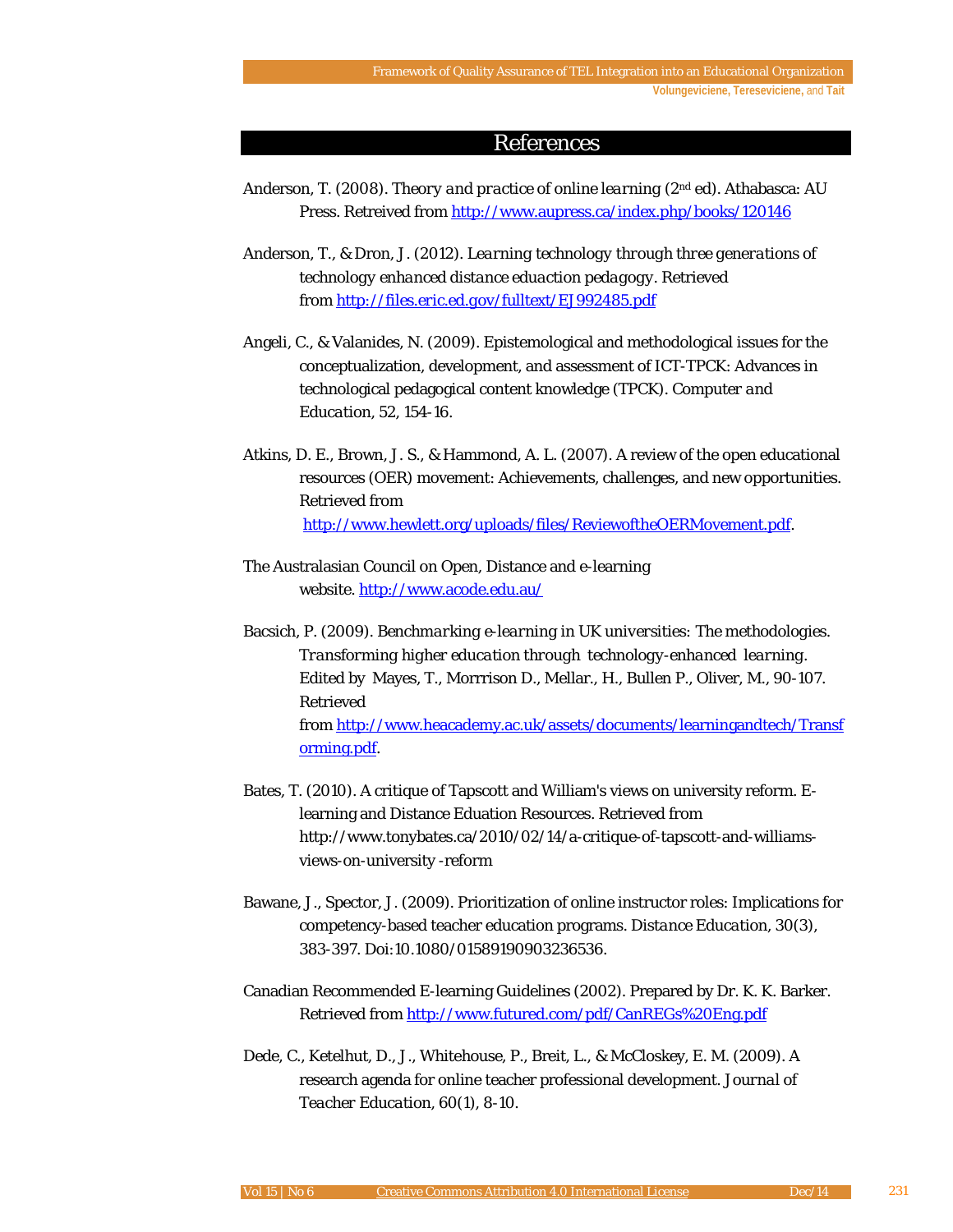## References

Anderson, T. (2008). *Theory and practice of online learning* (2nd ed). Athabasca: AU Press. Retreived from http://www.aupress.ca/index.php/books/120146

Anderson, T., & Dron, J. (2012). *Learning technology through three generations of technology enhanced distance eduaction pedagogy*. Retrieved from http://files.eric.ed.gov/fulltext/EJ992485.pdf

Angeli, C., & Valanides, N. (2009). Epistemological and methodological issues for the conceptualization, development, and assessment of ICT-TPCK: Advances in technological pedagogical content knowledge (TPCK). *Computer and Education*, 52, 154-16.

Atkins, D. E., Brown, J. S., & Hammond, A. L. (2007). A review of the open educational resources (OER) movement: Achievements, challenges, and new opportunities. Retrieved from http://www.hewlett.org/uploads/files/ReviewoftheOERMovement.pdf.

The Australasian Council on Open, Distance and e-learning website. http://www.acode.edu.au/

Bacsich, P. (2009). *Benchmarking e-learning in UK universities: The methodologies. Transforming higher education through technology-enhanced learning.* Edited by Mayes, T., Morrrison D., Mellar., H., Bullen P., Oliver, M., 90-107. Retrieved from http://www.heacademy.ac.uk/assets/documents/learningandtech/Transforming.pdf.

Bates, T. (2010). A critique of Tapscott and William's views on university reform. E-learning and Distance Eduation Resources. Retrieved from http://www.tonybates.ca/2010/02/14/a-critique-of-tapscott-and-williams-views-on-university -reform

Bawane, J., Spector, J. (2009). Prioritization of online instructor roles: Implications for competency-based teacher education programs. *Distance Education*, 30(3), 383-397. Doi:10.1080/01589190903236536.

Canadian Recommended E-learning Guidelines (2002). Prepared by Dr. K. K. Barker. Retrieved from http://www.futured.com/pdf/CanREGs%20Eng.pdf

Dede, C., Ketelhut, D., J., Whitehouse, P., Breit, L., & McCloskey, E. M. (2009). A research agenda for online teacher professional development. *Journal of Teacher Education*, 60(1), 8-10.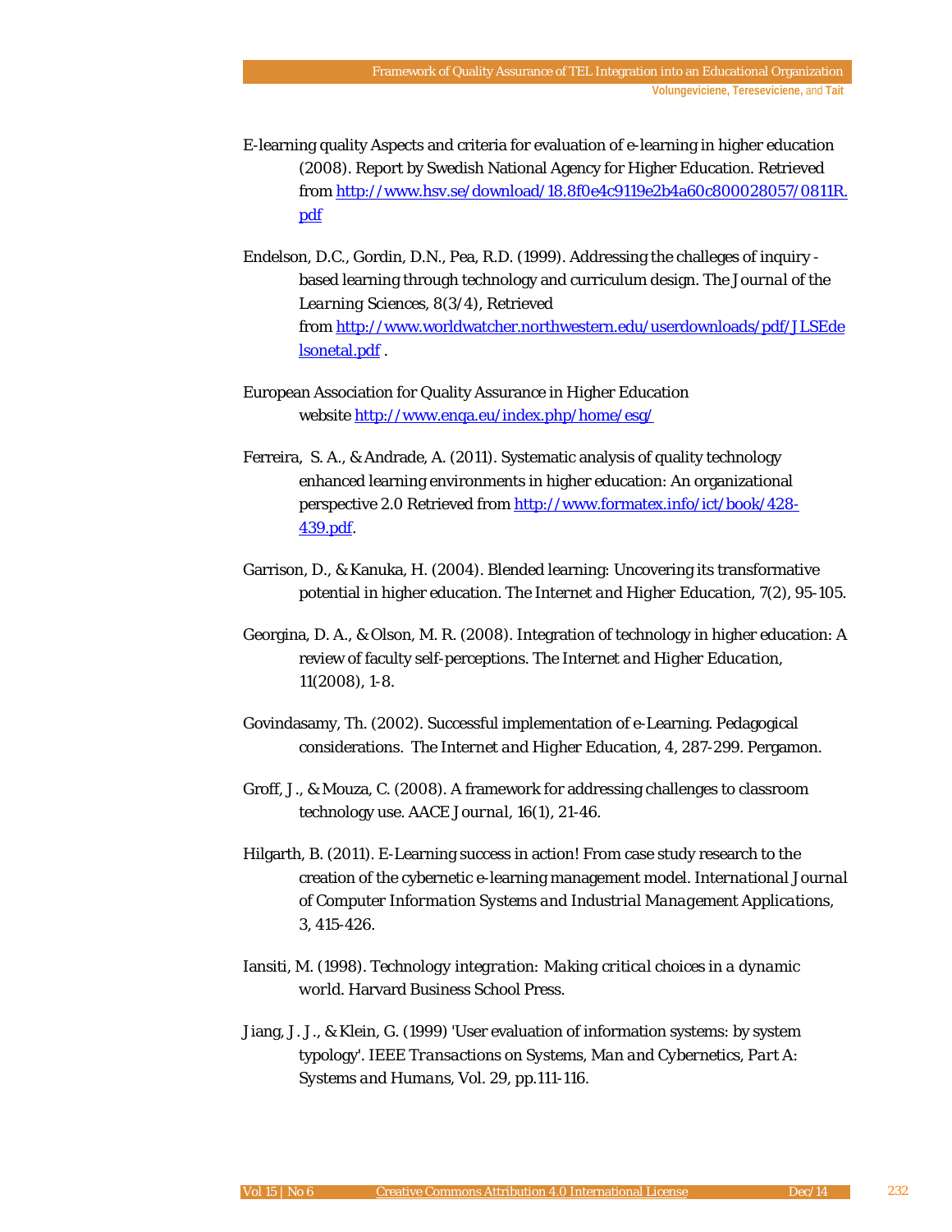E-learning quality Aspects and criteria for evaluation of e-learning in higher education (2008). Report by Swedish National Agency for Higher Education. Retrieved from http://www.hsv.se/download/18.8f0e4c9119e2b4a60c800028057/0811R.pdf

Endelson, D.C., Gordin, D.N., Pea, R.D. (1999). Addressing the challeges of inquiry - based learning through technology and curriculum design. *The Journal of the Learning Sciences, 8*(3/4), Retrieved from http://www.worldwatcher.northwestern.edu/userdownloads/pdf/JLSEdelsonetal.pdf .

European Association for Quality Assurance in Higher Education website http://www.enqa.eu/index.php/home/esg/

Ferreira, S. A., & Andrade, A. (2011). Systematic analysis of quality technology enhanced learning environments in higher education: An organizational perspective 2.0 Retrieved from http://www.formatex.info/ict/book/428-439.pdf.

Garrison, D., & Kanuka, H. (2004). Blended learning: Uncovering its transformative potential in higher education. *The Internet and Higher Education, 7*(2), 95-105.

Georgina, D. A., & Olson, M. R. (2008). Integration of technology in higher education: A review of faculty self-perceptions. *The Internet and Higher Education, 11*(2008), 1-8.

Govindasamy, Th. (2002). Successful implementation of e-Learning. Pedagogical considerations. *The Internet and Higher Education, 4*, 287-299. Pergamon.

Groff, J., & Mouza, C. (2008). A framework for addressing challenges to classroom technology use. *AACE Journal, 16*(1), 21-46.

Hilgarth, B. (2011). E-Learning success in action! From case study research to the creation of the cybernetic e-learning management model. *International Journal of Computer Information Systems and Industrial Management Applications, 3*, 415-426.

Iansiti, M. (1998). *Technology integration: Making critical choices in a dynamic world*. Harvard Business School Press.

Jiang, J. J., & Klein, G. (1999) 'User evaluation of information systems: by system typology'. *IEEE Transactions on Systems, Man and Cybernetics, Part A: Systems and Humans*, Vol. 29, pp.111-116.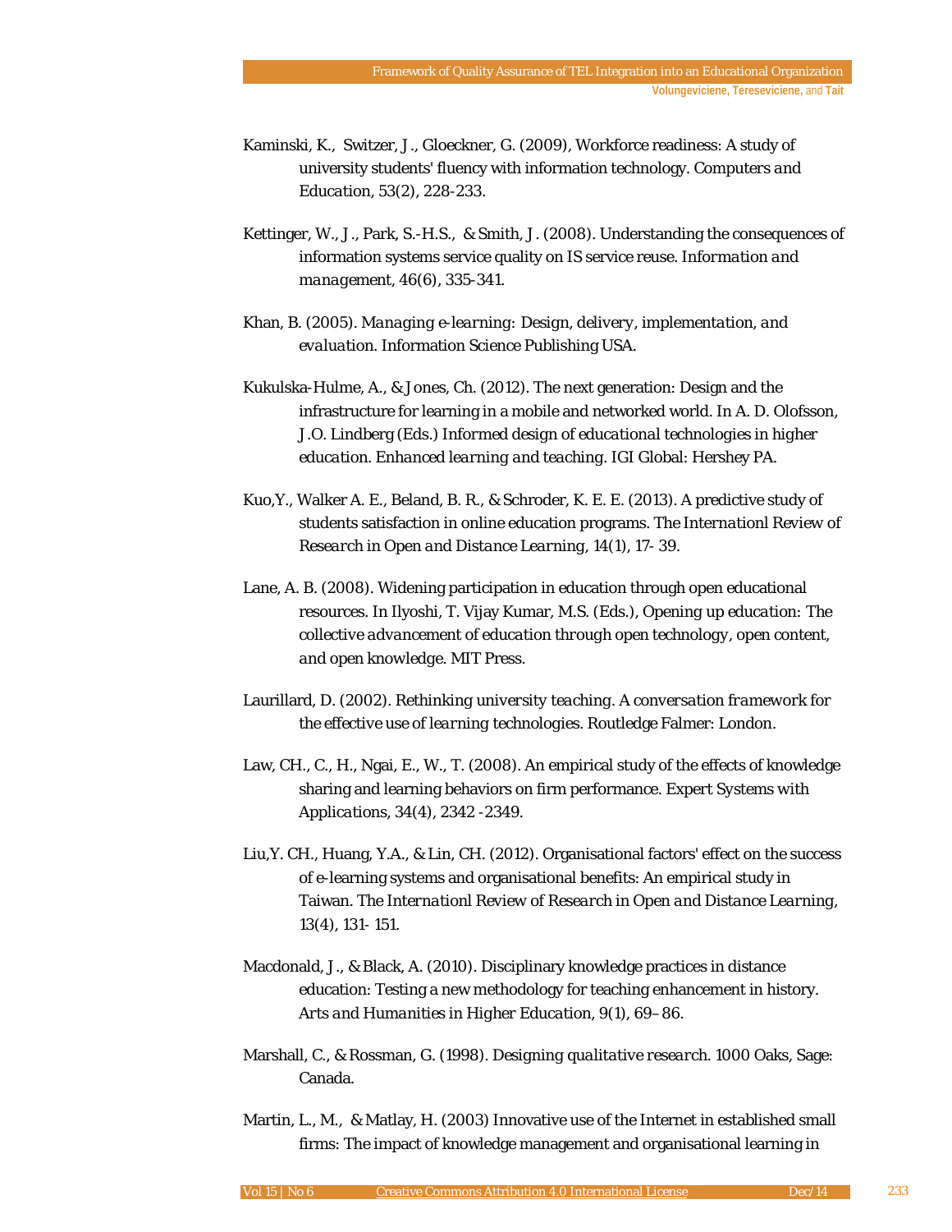Kaminski, K., Switzer, J., Gloeckner, G. (2009), Workforce readiness: A study of university students' fluency with information technology. *Computers and Education*, 53(2), 228-233.

Kettinger, W., J., Park, S.-H.S., & Smith, J. (2008). Understanding the consequences of information systems service quality on IS service reuse. *Information and management*, 46(6), 335-341.

Khan, B. (2005). *Managing e-learning: Design, delivery, implementation, and evaluation*. Information Science Publishing USA.

Kukulska-Hulme, A., & Jones, Ch. (2012). The next generation: Design and the infrastructure for learning in a mobile and networked world. In A. D. Olofsson, J.O. Lindberg (Eds.) *Informed design of educational technologies in higher education. Enhanced learning and teaching*. IGI Global: Hershey PA.

Kuo,Y., Walker A. E., Beland, B. R., & Schroder, K. E. E. (2013). A predictive study of students satisfaction in online education programs. *The Internationl Review of Research in Open and Distance Learning*, 14(1), 17- 39.

Lane, A. B. (2008). Widening participation in education through open educational resources. In Ilyoshi, T. Vijay Kumar, M.S. (Eds.), *Opening up education: The collective advancement of education through open technology, open content, and open knowledge*. MIT Press.

Laurillard, D. (2002). *Rethinking university teaching. A conversation framework for the effective use of learning technologies*. Routledge Falmer: London.

Law, CH., C., H., Ngai, E., W., T. (2008). An empirical study of the effects of knowledge sharing and learning behaviors on firm performance. *Expert Systems with Applications*, 34(4), 2342 -2349.

Liu,Y. CH., Huang, Y.A., & Lin, CH. (2012). Organisational factors' effect on the success of e-learning systems and organisational benefits: An empirical study in Taiwan. *The Internationl Review of Research in Open and Distance Learning*, 13(4), 131- 151.

Macdonald, J., & Black, A. (2010). Disciplinary knowledge practices in distance education: Testing a new methodology for teaching enhancement in history. *Arts and Humanities in Higher Education*, 9(1), 69–86.

Marshall, C., & Rossman, G. (1998). *Designing qualitative research*. 1000 Oaks, Sage: Canada.

Martin, L., M., & Matlay, H. (2003) Innovative use of the Internet in established small firms: The impact of knowledge management and organisational learning in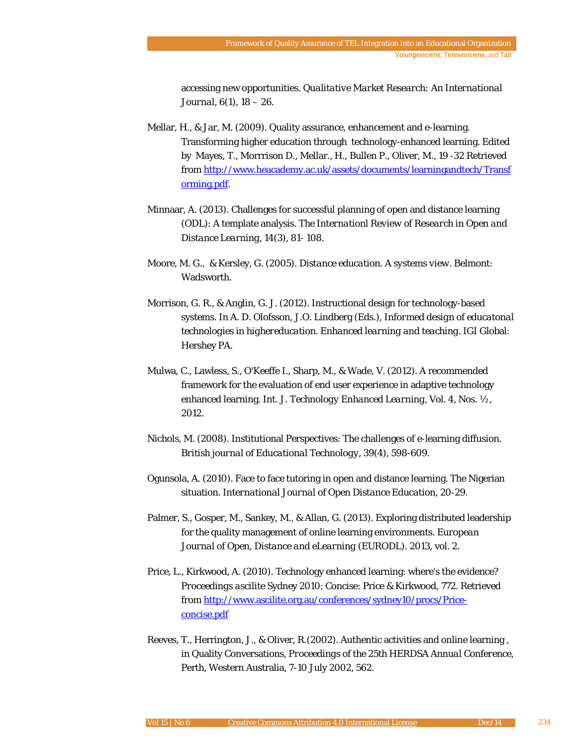accessing new opportunities. *Qualitative Market Research: An International Journal*, 6(1), 18 – 26.

Mellar, H., & Jar, M. (2009). Quality assurance, enhancement and e-learning. Transforming higher education through technology-enhanced learning. Edited by Mayes, T., Morrrison D., Mellar., H., Bullen P., Oliver, M., 19 -32 Retrieved from [http://www.heacademy.ac.uk/assets/documents/learningandtech/Transforming.pdf](http://www.heacademy.ac.uk/assets/documents/learningandtech/Transforming.pdf).

Minnaar, A. (2013). Challenges for successful planning of open and distance learning (ODL): A template analysis. *The Internationl Review of Research in Open and Distance Learning*, 14(3), 81- 108.

Moore, M. G., & Kersley, G. (2005). *Distance education. A systems view*. Belmont: Wadsworth.

Morrison, G. R., & Anglin, G. J. (2012). Instructional design for technology-based systems. In A. D. Olofsson, J.O. Lindberg (Eds.), *Informed design of educatonal technologies in highereducation. Enhanced learning and teaching*. IGI Global: Hershey PA.

Mulwa, C., Lawless, S., O'Keeffe I., Sharp, M., & Wade, V. (2012). A recommended framework for the evaluation of end user experience in adaptive technology enhanced learning. *Int. J. Technology Enhanced Learning*, Vol. 4, Nos. ½, 2012.

Nichols, M. (2008). Institutional Perspectives: The challenges of e-learning diffusion. *British journal of Educational Technology*, 39(4), 598-609.

Ogunsola, A. (2010). Face to face tutoring in open and distance learning. The Nigerian situation. *International Journal of Open Distance Education*, 20-29.

Palmer, S., Gosper, M., Sankey, M., & Allan, G. (2013). Exploring distributed leadership for the quality management of online learning environments. *European Journal of Open, Distance and eLearning (EURODL)*. 2013, vol. 2.

Price, L., Kirkwood, A. (2010). Technology enhanced learning: where's the evidence? *Proceedings ascilite Sydney 2010*: Concise: Price & Kirkwood, 772. Retrieved from [http://www.ascilite.org.au/conferences/sydney10/procs/Price-concise.pdf](http://www.ascilite.org.au/conferences/sydney10/procs/Price-concise.pdf)

Reeves, T., Herrington, J., & Oliver, R.(2002). Authentic activities and online learning , in Quality Conversations, *Proceedings of the 25th HERDSA Annual Conference*, Perth, Western Australia, 7-10 July 2002, 562.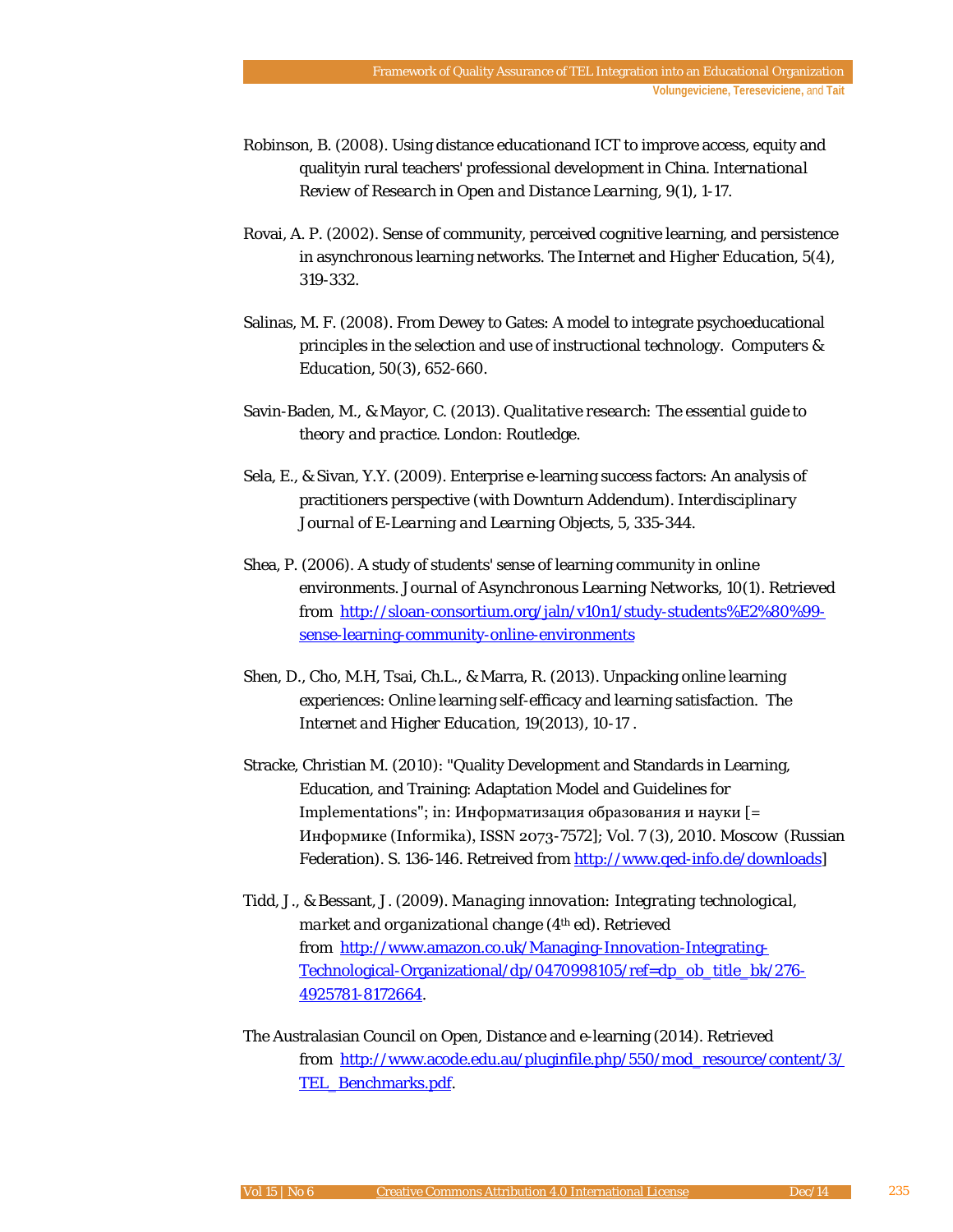Robinson, B. (2008). Using distance educationand ICT to improve access, equity and qualityin rural teachers' professional development in China. *International Review of Research in Open and Distance Learning, 9*(1), 1-17.

Rovai, A. P. (2002). Sense of community, perceived cognitive learning, and persistence in asynchronous learning networks. *The Internet and Higher Education, 5*(4), 319-332.

Salinas, M. F. (2008). From Dewey to Gates: A model to integrate psychoeducational principles in the selection and use of instructional technology. *Computers & Education, 50*(3), 652-660.

Savin-Baden, M., & Mayor, C. (2013). *Qualitative research: The essential guide to theory and practice*. London: Routledge.

Sela, E., & Sivan, Y.Y. (2009). Enterprise e-learning success factors: An analysis of practitioners perspective (with Downturn Addendum). *Interdisciplinary Journal of E-Learning and Learning Objects, 5*, 335-344.

Shea, P. (2006). A study of students' sense of learning community in online environments. *Journal of Asynchronous Learning Networks, 10*(1). Retrieved from http://sloan-consortium.org/jaln/v10n1/study-students%E2%80%99-sense-learning-community-online-environments

Shen, D., Cho, M.H, Tsai, Ch.L., & Marra, R. (2013). Unpacking online learning experiences: Online learning self-efficacy and learning satisfaction. *The Internet and Higher Education, 19*(2013), 10-17 .

Stracke, Christian M. (2010): "Quality Development and Standards in Learning, Education, and Training: Adaptation Model and Guidelines for Implementations"; in: Информатизация образования и науки [= Информике (Informika), ISSN 2073-7572]; Vol. 7 (3), 2010. Moscow (Russian Federation). S. 136-146. Retreived from http://www.qed-info.de/downloads]

Tidd, J., & Bessant, J. (2009). *Managing innovation: Integrating technological, market and organizational change* (4th ed). Retrieved from http://www.amazon.co.uk/Managing-Innovation-Integrating-Technological-Organizational/dp/0470998105/ref=dp_ob_title_bk/276-4925781-8172664.

The Australasian Council on Open, Distance and e-learning (2014). Retrieved from http://www.acode.edu.au/pluginfile.php/550/mod_resource/content/3/TEL_Benchmarks.pdf.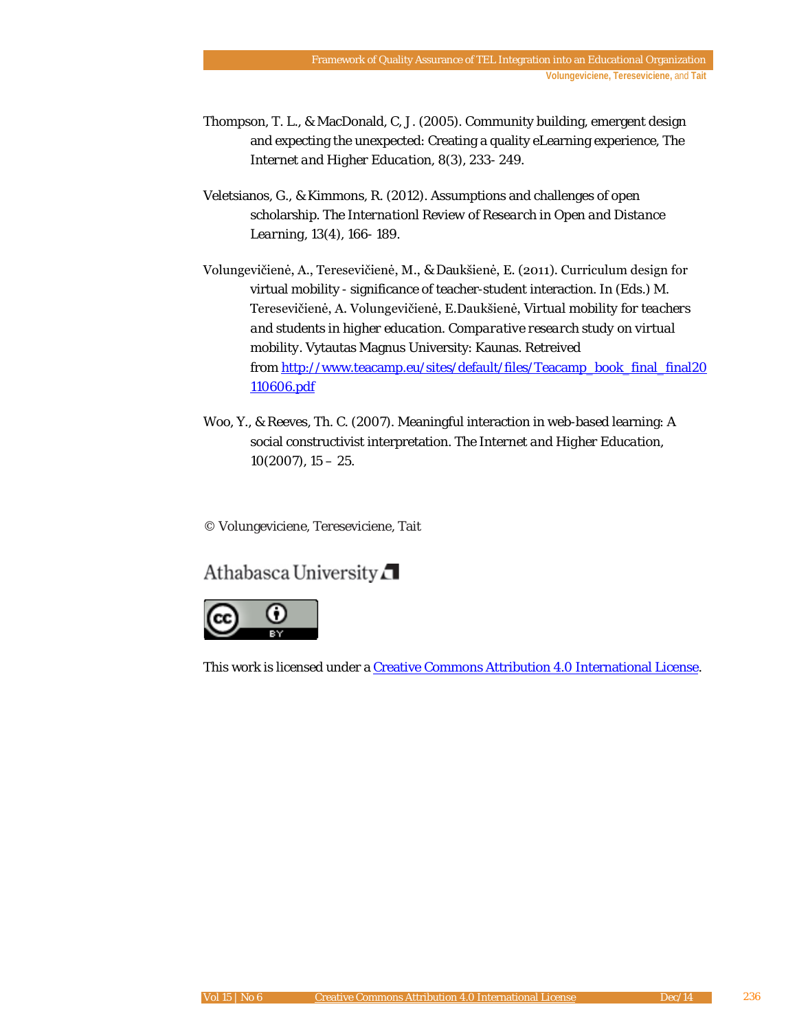Thompson, T. L., & MacDonald, C, J. (2005). Community building, emergent design and expecting the unexpected: Creating a quality eLearning experience, *The Internet and Higher Education*, 8(3), 233- 249.

Veletsianos, G., & Kimmons, R. (2012). Assumptions and challenges of open scholarship. *The Internationl Review of Research in Open and Distance Learning*, 13(4), 166- 189.

Volungevičienė, A., Teresevičienė, M., & Daukšienė, E. (2011). Curriculum design for virtual mobility - significance of teacher-student interaction. In (Eds.) M. Teresevičienė, A. Volungevičienė, E.Daukšienė, *Virtual mobility for teachers and students in higher education. Comparative research study on virtual mobility*. Vytautas Magnus University: Kaunas. Retreived from [http://www.teacamp.eu/sites/default/files/Teacamp_book_final_final20110606.pdf](http://www.teacamp.eu/sites/default/files/Teacamp_book_final_final20110606.pdf)

Woo, Y., & Reeves, Th. C. (2007). Meaningful interaction in web-based learning: A social constructivist interpretation. *The Internet and Higher Education*, 10(2007), 15 – 25.

© Volungeviciene, Tereseviciene, Tait

Athabasca University

This work is licensed under a [Creative Commons Attribution 4.0 International License](https://creativecommons.org/licenses/by/4.0/).